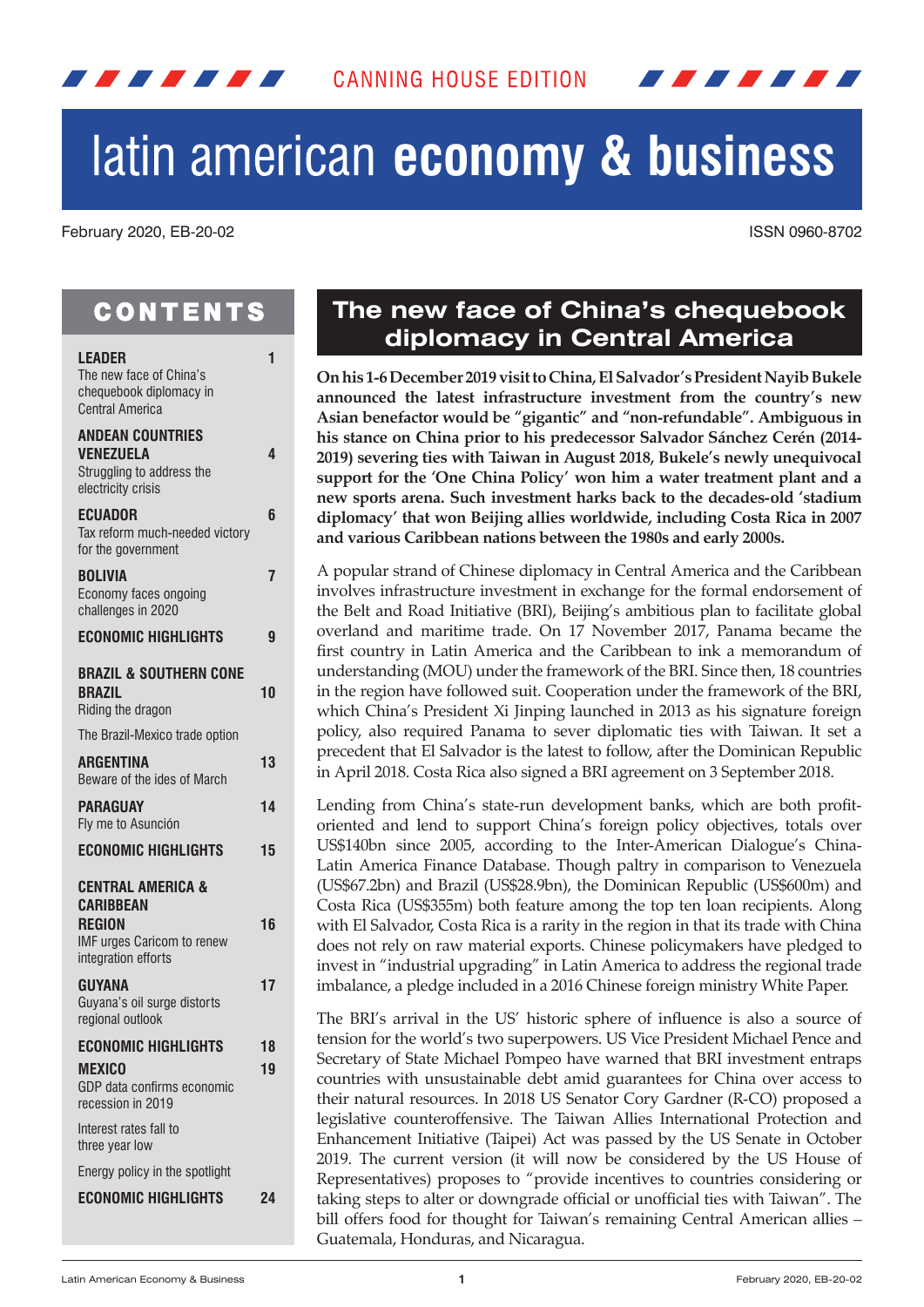CANNING HOUSE EDITION

# latin american **economy & business**

February 2020, EB-20-02

ISSN 0960-8702

## CONTENTS

| | |
|---|---|
| **LEADER** The new face of China's chequebook diplomacy in Central America | 1 |
| **ANDEAN COUNTRIES** | |
| **VENEZUELA** Struggling to address the electricity crisis | 4 |
| **ECUADOR** Tax reform much-needed victory for the government | 6 |
| **BOLIVIA** Economy faces ongoing challenges in 2020 | 7 |
| **ECONOMIC HIGHLIGHTS** | 9 |
| **BRAZIL & SOUTHERN CONE** | |
| **BRAZIL** Riding the dragon | 10 |
| The Brazil-Mexico trade option | |
| **ARGENTINA** Beware of the ides of March | 13 |
| **PARAGUAY** Fly me to Asunción | 14 |
| **ECONOMIC HIGHLIGHTS** | 15 |
| **CENTRAL AMERICA & CARIBBEAN** | |
| **REGION** IMF urges Caricom to renew integration efforts | 16 |
| **GUYANA** Guyana's oil surge distorts regional outlook | 17 |
| **ECONOMIC HIGHLIGHTS** | 18 |
| **MEXICO** GDP data confirms economic recession in 2019 | 19 |
| Interest rates fall to three year low | |
| Energy policy in the spotlight | |
| **ECONOMIC HIGHLIGHTS** | 24 |

## The new face of China's chequebook diplomacy in Central America

**On his 1-6 December 2019 visit to China, El Salvador's President Nayib Bukele announced the latest infrastructure investment from the country's new Asian benefactor would be "gigantic" and "non-refundable". Ambiguous in his stance on China prior to his predecessor Salvador Sánchez Cerén (2014-2019) severing ties with Taiwan in August 2018, Bukele's newly unequivocal support for the 'One China Policy' won him a water treatment plant and a new sports arena. Such investment harks back to the decades-old 'stadium diplomacy' that won Beijing allies worldwide, including Costa Rica in 2007 and various Caribbean nations between the 1980s and early 2000s.**

A popular strand of Chinese diplomacy in Central America and the Caribbean involves infrastructure investment in exchange for the formal endorsement of the Belt and Road Initiative (BRI), Beijing's ambitious plan to facilitate global overland and maritime trade. On 17 November 2017, Panama became the first country in Latin America and the Caribbean to ink a memorandum of understanding (MOU) under the framework of the BRI. Since then, 18 countries in the region have followed suit. Cooperation under the framework of the BRI, which China's President Xi Jinping launched in 2013 as his signature foreign policy, also required Panama to sever diplomatic ties with Taiwan. It set a precedent that El Salvador is the latest to follow, after the Dominican Republic in April 2018. Costa Rica also signed a BRI agreement on 3 September 2018.

Lending from China's state-run development banks, which are both profit-oriented and lend to support China's foreign policy objectives, totals over US$140bn since 2005, according to the Inter-American Dialogue's China-Latin America Finance Database. Though paltry in comparison to Venezuela (US$67.2bn) and Brazil (US$28.9bn), the Dominican Republic (US$600m) and Costa Rica (US$355m) both feature among the top ten loan recipients. Along with El Salvador, Costa Rica is a rarity in the region in that its trade with China does not rely on raw material exports. Chinese policymakers have pledged to invest in "industrial upgrading" in Latin America to address the regional trade imbalance, a pledge included in a 2016 Chinese foreign ministry White Paper.

The BRI's arrival in the US' historic sphere of influence is also a source of tension for the world's two superpowers. US Vice President Michael Pence and Secretary of State Michael Pompeo have warned that BRI investment entraps countries with unsustainable debt amid guarantees for China over access to their natural resources. In 2018 US Senator Cory Gardner (R-CO) proposed a legislative counteroffensive. The Taiwan Allies International Protection and Enhancement Initiative (Taipei) Act was passed by the US Senate in October 2019. The current version (it will now be considered by the US House of Representatives) proposes to "provide incentives to countries considering or taking steps to alter or downgrade official or unofficial ties with Taiwan". The bill offers food for thought for Taiwan's remaining Central American allies – Guatemala, Honduras, and Nicaragua.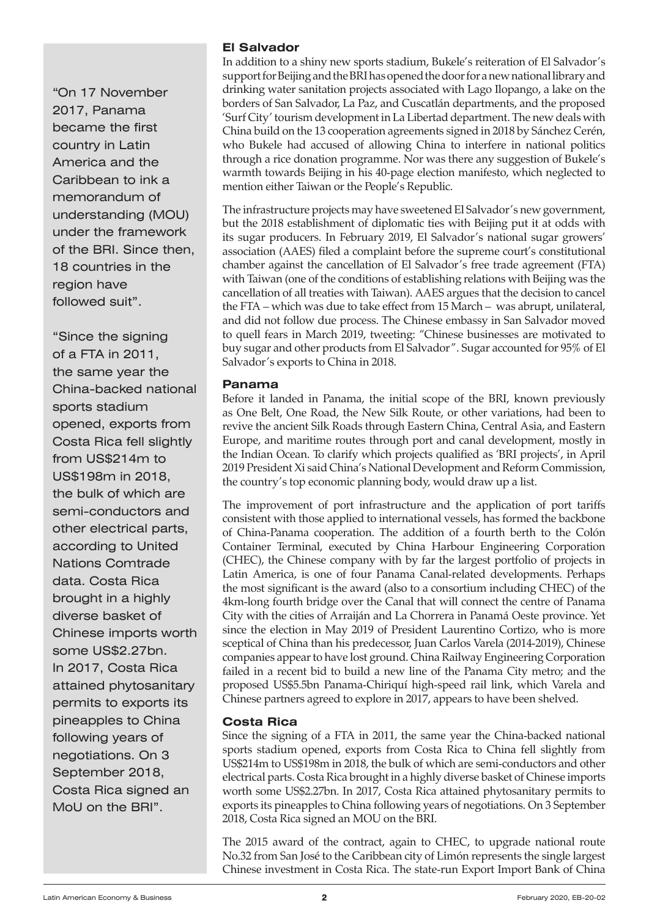> "On 17 November 2017, Panama became the first country in Latin America and the Caribbean to ink a memorandum of understanding (MOU) under the framework of the BRI. Since then, 18 countries in the region have followed suit".

> "Since the signing of a FTA in 2011, the same year the China-backed national sports stadium opened, exports from Costa Rica fell slightly from US$214m to US$198m in 2018, the bulk of which are semi-conductors and other electrical parts, according to United Nations Comtrade data. Costa Rica brought in a highly diverse basket of Chinese imports worth some US$2.27bn. In 2017, Costa Rica attained phytosanitary permits to exports its pineapples to China following years of negotiations. On 3 September 2018, Costa Rica signed an MoU on the BRI".

### El Salvador

In addition to a shiny new sports stadium, Bukele's reiteration of El Salvador's support for Beijing and the BRI has opened the door for a new national library and drinking water sanitation projects associated with Lago Ilopango, a lake on the borders of San Salvador, La Paz, and Cuscatlán departments, and the proposed 'Surf City' tourism development in La Libertad department. The new deals with China build on the 13 cooperation agreements signed in 2018 by Sánchez Cerén, who Bukele had accused of allowing China to interfere in national politics through a rice donation programme. Nor was there any suggestion of Bukele's warmth towards Beijing in his 40-page election manifesto, which neglected to mention either Taiwan or the People's Republic.

The infrastructure projects may have sweetened El Salvador's new government, but the 2018 establishment of diplomatic ties with Beijing put it at odds with its sugar producers. In February 2019, El Salvador's national sugar growers' association (AAES) filed a complaint before the supreme court's constitutional chamber against the cancellation of El Salvador's free trade agreement (FTA) with Taiwan (one of the conditions of establishing relations with Beijing was the cancellation of all treaties with Taiwan). AAES argues that the decision to cancel the FTA – which was due to take effect from 15 March – was abrupt, unilateral, and did not follow due process. The Chinese embassy in San Salvador moved to quell fears in March 2019, tweeting: "Chinese businesses are motivated to buy sugar and other products from El Salvador". Sugar accounted for 95% of El Salvador's exports to China in 2018.

### Panama

Before it landed in Panama, the initial scope of the BRI, known previously as One Belt, One Road, the New Silk Route, or other variations, had been to revive the ancient Silk Roads through Eastern China, Central Asia, and Eastern Europe, and maritime routes through port and canal development, mostly in the Indian Ocean. To clarify which projects qualified as 'BRI projects', in April 2019 President Xi said China's National Development and Reform Commission, the country's top economic planning body, would draw up a list.

The improvement of port infrastructure and the application of port tariffs consistent with those applied to international vessels, has formed the backbone of China-Panama cooperation. The addition of a fourth berth to the Colón Container Terminal, executed by China Harbour Engineering Corporation (CHEC), the Chinese company with by far the largest portfolio of projects in Latin America, is one of four Panama Canal-related developments. Perhaps the most significant is the award (also to a consortium including CHEC) of the 4km-long fourth bridge over the Canal that will connect the centre of Panama City with the cities of Arraiján and La Chorrera in Panamá Oeste province. Yet since the election in May 2019 of President Laurentino Cortizo, who is more sceptical of China than his predecessor, Juan Carlos Varela (2014-2019), Chinese companies appear to have lost ground. China Railway Engineering Corporation failed in a recent bid to build a new line of the Panama City metro; and the proposed US$5.5bn Panama-Chiriquí high-speed rail link, which Varela and Chinese partners agreed to explore in 2017, appears to have been shelved.

### Costa Rica

Since the signing of a FTA in 2011, the same year the China-backed national sports stadium opened, exports from Costa Rica to China fell slightly from US$214m to US$198m in 2018, the bulk of which are semi-conductors and other electrical parts. Costa Rica brought in a highly diverse basket of Chinese imports worth some US$2.27bn. In 2017, Costa Rica attained phytosanitary permits to exports its pineapples to China following years of negotiations. On 3 September 2018, Costa Rica signed an MOU on the BRI.

The 2015 award of the contract, again to CHEC, to upgrade national route No.32 from San José to the Caribbean city of Limón represents the single largest Chinese investment in Costa Rica. The state-run Export Import Bank of China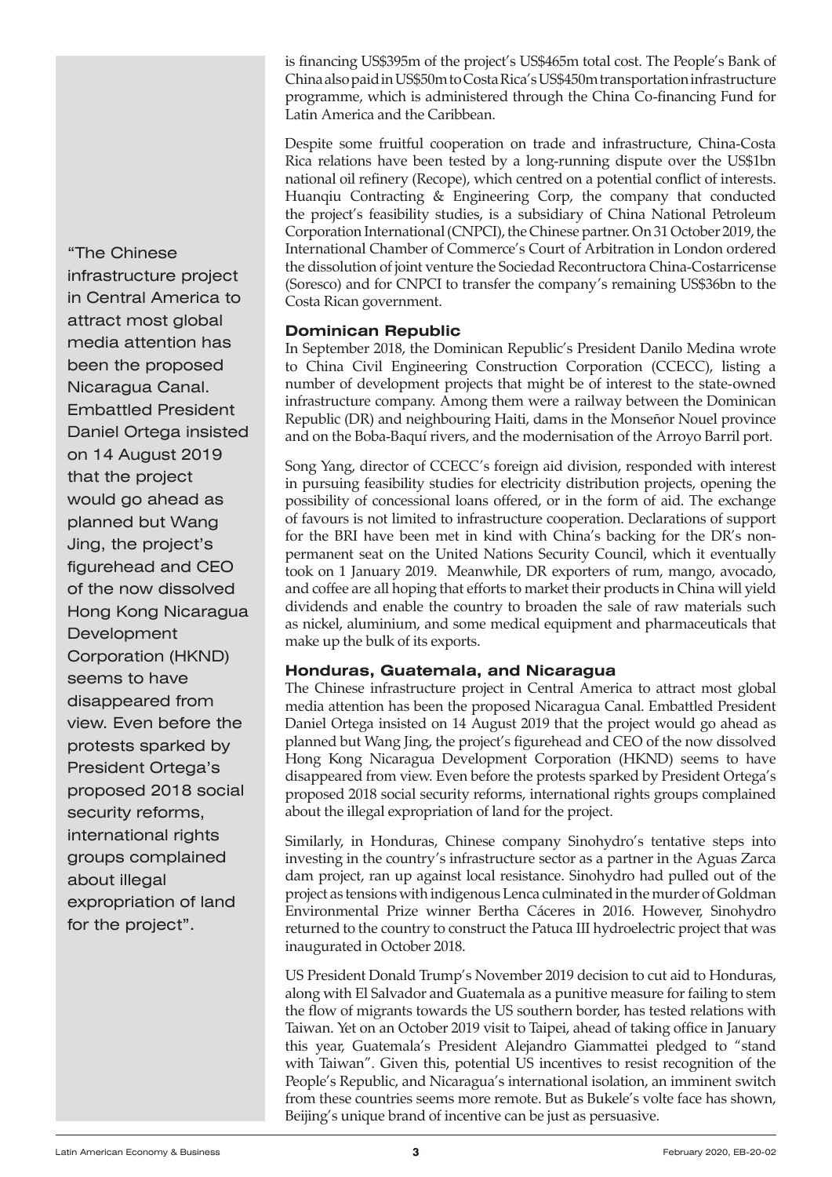is financing US$395m of the project's US$465m total cost. The People's Bank of China also paid in US$50m to Costa Rica's US$450m transportation infrastructure programme, which is administered through the China Co-financing Fund for Latin America and the Caribbean.

Despite some fruitful cooperation on trade and infrastructure, China-Costa Rica relations have been tested by a long-running dispute over the US$1bn national oil refinery (Recope), which centred on a potential conflict of interests. Huanqiu Contracting & Engineering Corp, the company that conducted the project's feasibility studies, is a subsidiary of China National Petroleum Corporation International (CNPCI), the Chinese partner. On 31 October 2019, the International Chamber of Commerce's Court of Arbitration in London ordered the dissolution of joint venture the Sociedad Reconstructora China-Costarricense (Soresco) and for CNPCI to transfer the company's remaining US$36bn to the Costa Rican government.

### Dominican Republic

In September 2018, the Dominican Republic's President Danilo Medina wrote to China Civil Engineering Construction Corporation (CCECC), listing a number of development projects that might be of interest to the state-owned infrastructure company. Among them were a railway between the Dominican Republic (DR) and neighbouring Haiti, dams in the Monseñor Nouel province and on the Boba-Baquí rivers, and the modernisation of the Arroyo Barril port.

Song Yang, director of CCECC's foreign aid division, responded with interest in pursuing feasibility studies for electricity distribution projects, opening the possibility of concessional loans offered, or in the form of aid. The exchange of favours is not limited to infrastructure cooperation. Declarations of support for the BRI have been met in kind with China's backing for the DR's non-permanent seat on the United Nations Security Council, which it eventually took on 1 January 2019. Meanwhile, DR exporters of rum, mango, avocado, and coffee are all hoping that efforts to market their products in China will yield dividends and enable the country to broaden the sale of raw materials such as nickel, aluminium, and some medical equipment and pharmaceuticals that make up the bulk of its exports.

### Honduras, Guatemala, and Nicaragua

The Chinese infrastructure project in Central America to attract most global media attention has been the proposed Nicaragua Canal. Embattled President Daniel Ortega insisted on 14 August 2019 that the project would go ahead as planned but Wang Jing, the project's figurehead and CEO of the now dissolved Hong Kong Nicaragua Development Corporation (HKND) seems to have disappeared from view. Even before the protests sparked by President Ortega's proposed 2018 social security reforms, international rights groups complained about the illegal expropriation of land for the project.

> "The Chinese infrastructure project in Central America to attract most global media attention has been the proposed Nicaragua Canal. Embattled President Daniel Ortega insisted on 14 August 2019 that the project would go ahead as planned but Wang Jing, the project's figurehead and CEO of the now dissolved Hong Kong Nicaragua Development Corporation (HKND) seems to have disappeared from view. Even before the protests sparked by President Ortega's proposed 2018 social security reforms, international rights groups complained about illegal expropriation of land for the project".

Similarly, in Honduras, Chinese company Sinohydro's tentative steps into investing in the country's infrastructure sector as a partner in the Aguas Zarca dam project, ran up against local resistance. Sinohydro had pulled out of the project as tensions with indigenous Lenca culminated in the murder of Goldman Environmental Prize winner Bertha Cáceres in 2016. However, Sinohydro returned to the country to construct the Patuca III hydroelectric project that was inaugurated in October 2018.

US President Donald Trump's November 2019 decision to cut aid to Honduras, along with El Salvador and Guatemala as a punitive measure for failing to stem the flow of migrants towards the US southern border, has tested relations with Taiwan. Yet on an October 2019 visit to Taipei, ahead of taking office in January this year, Guatemala's President Alejandro Giammattei pledged to "stand with Taiwan". Given this, potential US incentives to resist recognition of the People's Republic, and Nicaragua's international isolation, an imminent switch from these countries seems more remote. But as Bukele's volte face has shown, Beijing's unique brand of incentive can be just as persuasive.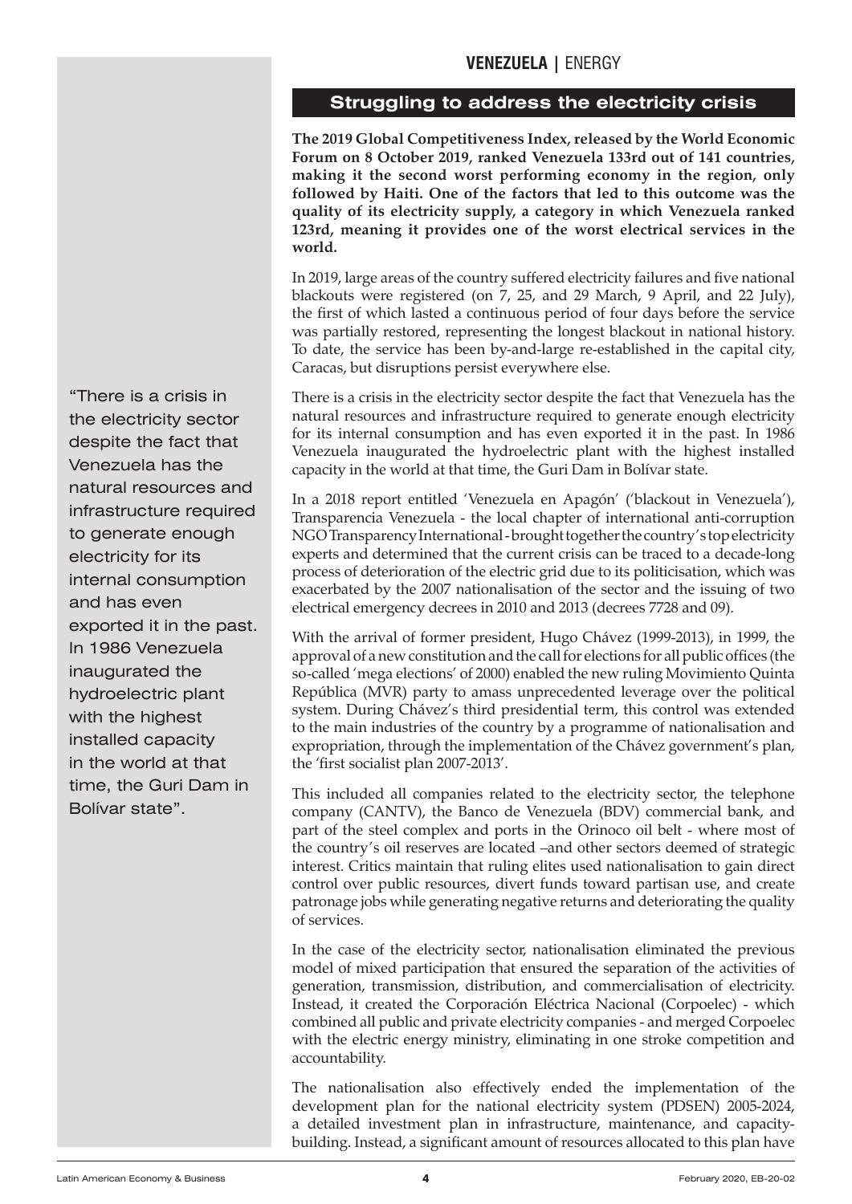## Struggling to address the electricity crisis

**The 2019 Global Competitiveness Index, released by the World Economic Forum on 8 October 2019, ranked Venezuela 133rd out of 141 countries, making it the second worst performing economy in the region, only followed by Haiti. One of the factors that led to this outcome was the quality of its electricity supply, a category in which Venezuela ranked 123rd, meaning it provides one of the worst electrical services in the world.**

In 2019, large areas of the country suffered electricity failures and five national blackouts were registered (on 7, 25, and 29 March, 9 April, and 22 July), the first of which lasted a continuous period of four days before the service was partially restored, representing the longest blackout in national history. To date, the service has been by-and-large re-established in the capital city, Caracas, but disruptions persist everywhere else.

There is a crisis in the electricity sector despite the fact that Venezuela has the natural resources and infrastructure required to generate enough electricity for its internal consumption and has even exported it in the past. In 1986 Venezuela inaugurated the hydroelectric plant with the highest installed capacity in the world at that time, the Guri Dam in Bolívar state.

> "There is a crisis in the electricity sector despite the fact that Venezuela has the natural resources and infrastructure required to generate enough electricity for its internal consumption and has even exported it in the past. In 1986 Venezuela inaugurated the hydroelectric plant with the highest installed capacity in the world at that time, the Guri Dam in Bolívar state".

In a 2018 report entitled 'Venezuela en Apagón' ('blackout in Venezuela'), Transparencia Venezuela - the local chapter of international anti-corruption NGO Transparency International - brought together the country's top electricity experts and determined that the current crisis can be traced to a decade-long process of deterioration of the electric grid due to its politicisation, which was exacerbated by the 2007 nationalisation of the sector and the issuing of two electrical emergency decrees in 2010 and 2013 (decrees 7728 and 09).

With the arrival of former president, Hugo Chávez (1999-2013), in 1999, the approval of a new constitution and the call for elections for all public offices (the so-called 'mega elections' of 2000) enabled the new ruling Movimiento Quinta República (MVR) party to amass unprecedented leverage over the political system. During Chávez's third presidential term, this control was extended to the main industries of the country by a programme of nationalisation and expropriation, through the implementation of the Chávez government's plan, the 'first socialist plan 2007-2013'.

This included all companies related to the electricity sector, the telephone company (CANTV), the Banco de Venezuela (BDV) commercial bank, and part of the steel complex and ports in the Orinoco oil belt - where most of the country's oil reserves are located –and other sectors deemed of strategic interest. Critics maintain that ruling elites used nationalisation to gain direct control over public resources, divert funds toward partisan use, and create patronage jobs while generating negative returns and deteriorating the quality of services.

In the case of the electricity sector, nationalisation eliminated the previous model of mixed participation that ensured the separation of the activities of generation, transmission, distribution, and commercialisation of electricity. Instead, it created the Corporación Eléctrica Nacional (Corpoelec) - which combined all public and private electricity companies - and merged Corpoelec with the electric energy ministry, eliminating in one stroke competition and accountability.

The nationalisation also effectively ended the implementation of the development plan for the national electricity system (PDSEN) 2005-2024, a detailed investment plan in infrastructure, maintenance, and capacity-building. Instead, a significant amount of resources allocated to this plan have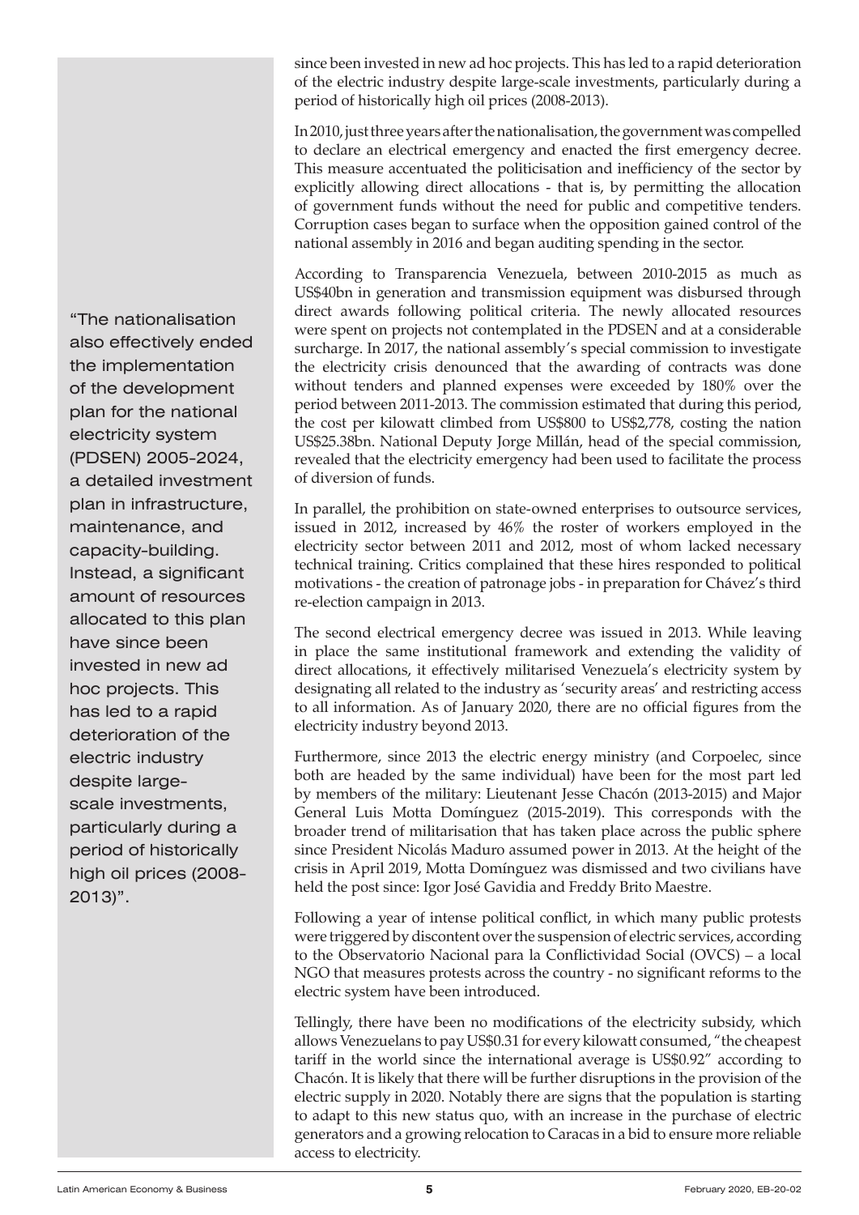since been invested in new ad hoc projects. This has led to a rapid deterioration of the electric industry despite large-scale investments, particularly during a period of historically high oil prices (2008-2013).

In 2010, just three years after the nationalisation, the government was compelled to declare an electrical emergency and enacted the first emergency decree. This measure accentuated the politicisation and inefficiency of the sector by explicitly allowing direct allocations - that is, by permitting the allocation of government funds without the need for public and competitive tenders. Corruption cases began to surface when the opposition gained control of the national assembly in 2016 and began auditing spending in the sector.

> "The nationalisation also effectively ended the implementation of the development plan for the national electricity system (PDSEN) 2005-2024, a detailed investment plan in infrastructure, maintenance, and capacity-building. Instead, a significant amount of resources allocated to this plan have since been invested in new ad hoc projects. This has led to a rapid deterioration of the electric industry despite large-scale investments, particularly during a period of historically high oil prices (2008-2013)".

According to Transparencia Venezuela, between 2010-2015 as much as US$40bn in generation and transmission equipment was disbursed through direct awards following political criteria. The newly allocated resources were spent on projects not contemplated in the PDSEN and at a considerable surcharge. In 2017, the national assembly's special commission to investigate the electricity crisis denounced that the awarding of contracts was done without tenders and planned expenses were exceeded by 180% over the period between 2011-2013. The commission estimated that during this period, the cost per kilowatt climbed from US$800 to US$2,778, costing the nation US$25.38bn. National Deputy Jorge Millán, head of the special commission, revealed that the electricity emergency had been used to facilitate the process of diversion of funds.

In parallel, the prohibition on state-owned enterprises to outsource services, issued in 2012, increased by 46% the roster of workers employed in the electricity sector between 2011 and 2012, most of whom lacked necessary technical training. Critics complained that these hires responded to political motivations - the creation of patronage jobs - in preparation for Chávez's third re-election campaign in 2013.

The second electrical emergency decree was issued in 2013. While leaving in place the same institutional framework and extending the validity of direct allocations, it effectively militarised Venezuela's electricity system by designating all related to the industry as 'security areas' and restricting access to all information. As of January 2020, there are no official figures from the electricity industry beyond 2013.

Furthermore, since 2013 the electric energy ministry (and Corpoelec, since both are headed by the same individual) have been for the most part led by members of the military: Lieutenant Jesse Chacón (2013-2015) and Major General Luis Motta Domínguez (2015-2019). This corresponds with the broader trend of militarisation that has taken place across the public sphere since President Nicolás Maduro assumed power in 2013. At the height of the crisis in April 2019, Motta Domínguez was dismissed and two civilians have held the post since: Igor José Gavidia and Freddy Brito Maestre.

Following a year of intense political conflict, in which many public protests were triggered by discontent over the suspension of electric services, according to the Observatorio Nacional para la Conflictividad Social (OVCS) – a local NGO that measures protests across the country - no significant reforms to the electric system have been introduced.

Tellingly, there have been no modifications of the electricity subsidy, which allows Venezuelans to pay US$0.31 for every kilowatt consumed, "the cheapest tariff in the world since the international average is US$0.92" according to Chacón. It is likely that there will be further disruptions in the provision of the electric supply in 2020. Notably there are signs that the population is starting to adapt to this new status quo, with an increase in the purchase of electric generators and a growing relocation to Caracas in a bid to ensure more reliable access to electricity.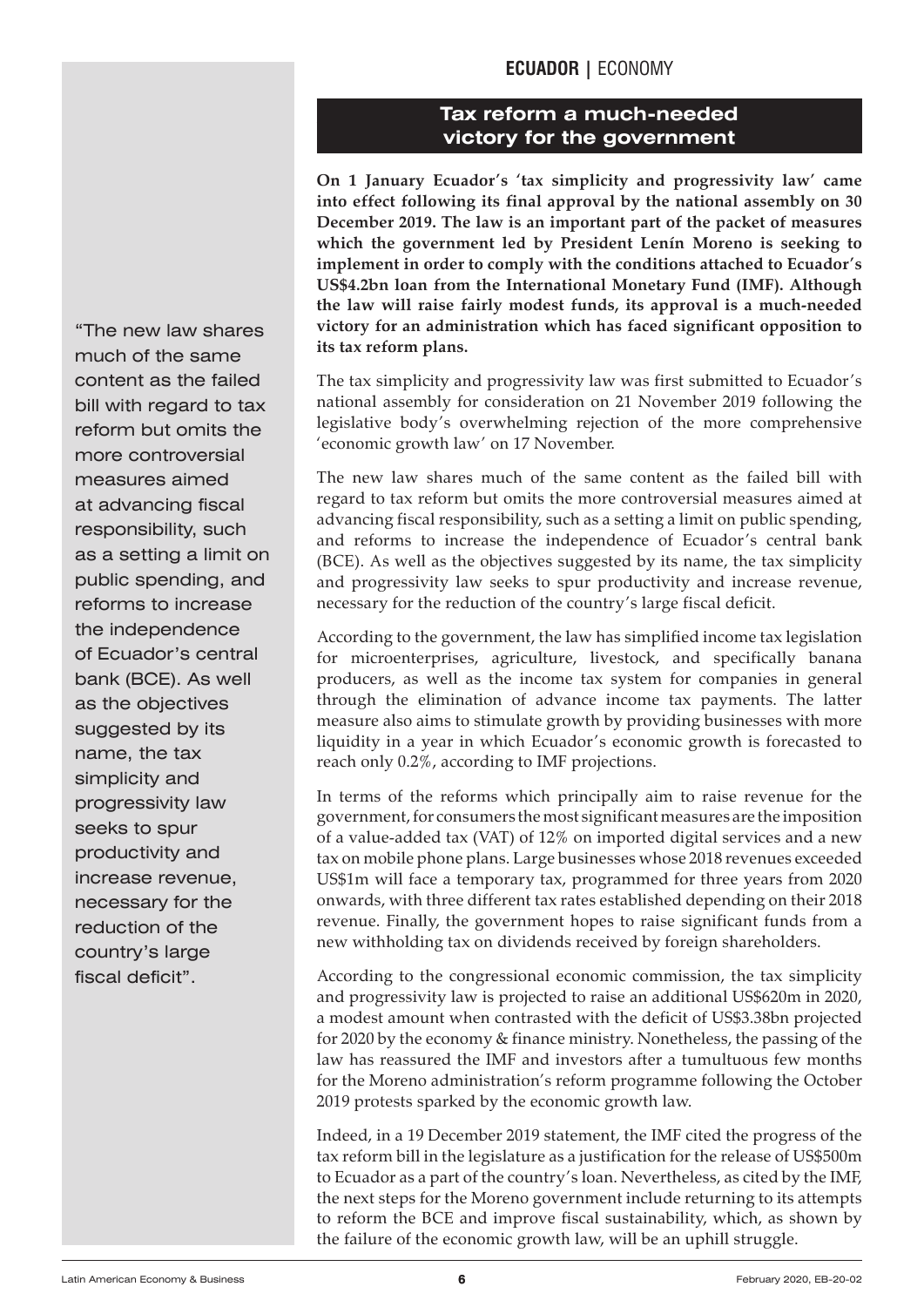## Tax reform a much-needed victory for the government

**On 1 January Ecuador's 'tax simplicity and progressivity law' came into effect following its final approval by the national assembly on 30 December 2019. The law is an important part of the packet of measures which the government led by President Lenín Moreno is seeking to implement in order to comply with the conditions attached to Ecuador's US$4.2bn loan from the International Monetary Fund (IMF). Although the law will raise fairly modest funds, its approval is a much-needed victory for an administration which has faced significant opposition to its tax reform plans.**

The tax simplicity and progressivity law was first submitted to Ecuador's national assembly for consideration on 21 November 2019 following the legislative body's overwhelming rejection of the more comprehensive 'economic growth law' on 17 November.

The new law shares much of the same content as the failed bill with regard to tax reform but omits the more controversial measures aimed at advancing fiscal responsibility, such as a setting a limit on public spending, and reforms to increase the independence of Ecuador's central bank (BCE). As well as the objectives suggested by its name, the tax simplicity and progressivity law seeks to spur productivity and increase revenue, necessary for the reduction of the country's large fiscal deficit.

> "The new law shares much of the same content as the failed bill with regard to tax reform but omits the more controversial measures aimed at advancing fiscal responsibility, such as a setting a limit on public spending, and reforms to increase the independence of Ecuador's central bank (BCE). As well as the objectives suggested by its name, the tax simplicity and progressivity law seeks to spur productivity and increase revenue, necessary for the reduction of the country's large fiscal deficit".

According to the government, the law has simplified income tax legislation for microenterprises, agriculture, livestock, and specifically banana producers, as well as the income tax system for companies in general through the elimination of advance income tax payments. The latter measure also aims to stimulate growth by providing businesses with more liquidity in a year in which Ecuador's economic growth is forecasted to reach only 0.2%, according to IMF projections.

In terms of the reforms which principally aim to raise revenue for the government, for consumers the most significant measures are the imposition of a value-added tax (VAT) of 12% on imported digital services and a new tax on mobile phone plans. Large businesses whose 2018 revenues exceeded US$1m will face a temporary tax, programmed for three years from 2020 onwards, with three different tax rates established depending on their 2018 revenue. Finally, the government hopes to raise significant funds from a new withholding tax on dividends received by foreign shareholders.

According to the congressional economic commission, the tax simplicity and progressivity law is projected to raise an additional US$620m in 2020, a modest amount when contrasted with the deficit of US$3.38bn projected for 2020 by the economy & finance ministry. Nonetheless, the passing of the law has reassured the IMF and investors after a tumultuous few months for the Moreno administration's reform programme following the October 2019 protests sparked by the economic growth law.

Indeed, in a 19 December 2019 statement, the IMF cited the progress of the tax reform bill in the legislature as a justification for the release of US$500m to Ecuador as a part of the country's loan. Nevertheless, as cited by the IMF, the next steps for the Moreno government include returning to its attempts to reform the BCE and improve fiscal sustainability, which, as shown by the failure of the economic growth law, will be an uphill struggle.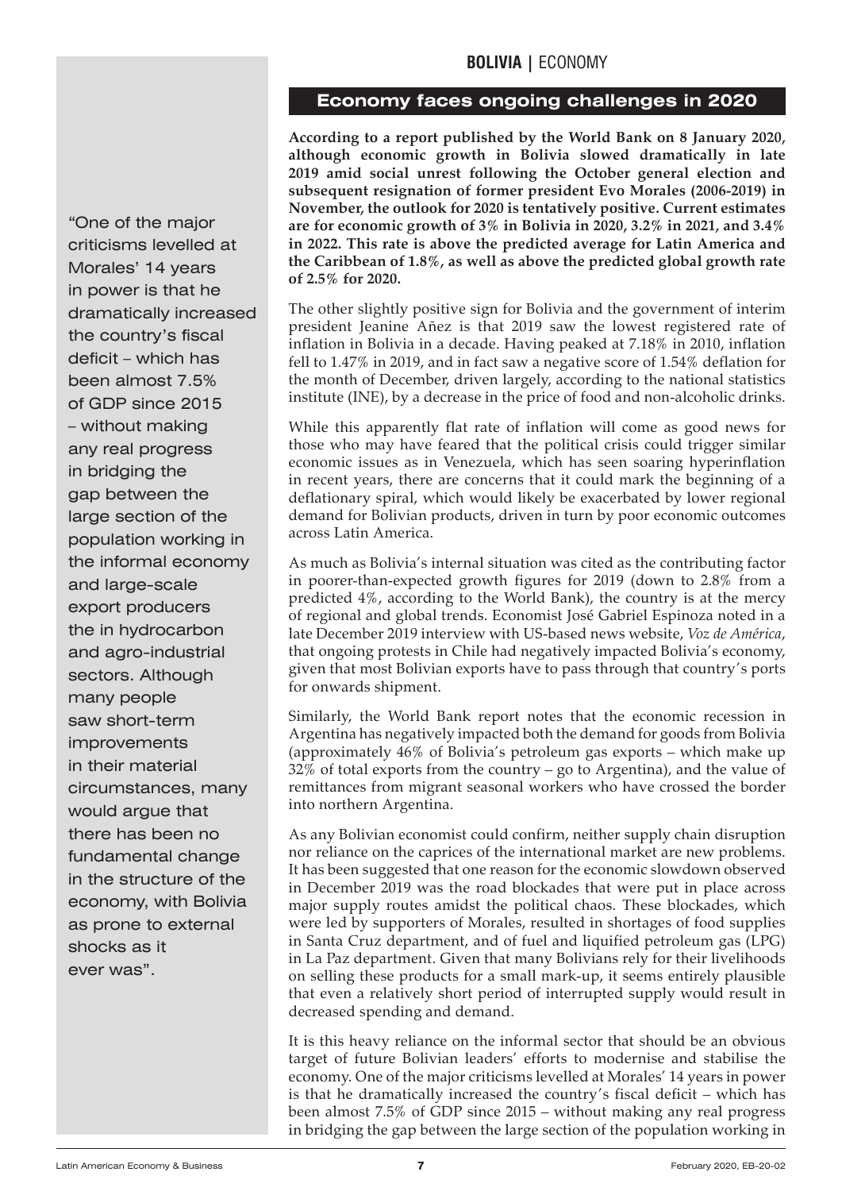## Economy faces ongoing challenges in 2020

**According to a report published by the World Bank on 8 January 2020, although economic growth in Bolivia slowed dramatically in late 2019 amid social unrest following the October general election and subsequent resignation of former president Evo Morales (2006-2019) in November, the outlook for 2020 is tentatively positive. Current estimates are for economic growth of 3% in Bolivia in 2020, 3.2% in 2021, and 3.4% in 2022. This rate is above the predicted average for Latin America and the Caribbean of 1.8%, as well as above the predicted global growth rate of 2.5% for 2020.**

The other slightly positive sign for Bolivia and the government of interim president Jeanine Añez is that 2019 saw the lowest registered rate of inflation in Bolivia in a decade. Having peaked at 7.18% in 2010, inflation fell to 1.47% in 2019, and in fact saw a negative score of 1.54% deflation for the month of December, driven largely, according to the national statistics institute (INE), by a decrease in the price of food and non-alcoholic drinks.

While this apparently flat rate of inflation will come as good news for those who may have feared that the political crisis could trigger similar economic issues as in Venezuela, which has seen soaring hyperinflation in recent years, there are concerns that it could mark the beginning of a deflationary spiral, which would likely be exacerbated by lower regional demand for Bolivian products, driven in turn by poor economic outcomes across Latin America.

As much as Bolivia's internal situation was cited as the contributing factor in poorer-than-expected growth figures for 2019 (down to 2.8% from a predicted 4%, according to the World Bank), the country is at the mercy of regional and global trends. Economist José Gabriel Espinoza noted in a late December 2019 interview with US-based news website, *Voz de América*, that ongoing protests in Chile had negatively impacted Bolivia's economy, given that most Bolivian exports have to pass through that country's ports for onwards shipment.

Similarly, the World Bank report notes that the economic recession in Argentina has negatively impacted both the demand for goods from Bolivia (approximately 46% of Bolivia's petroleum gas exports – which make up 32% of total exports from the country – go to Argentina), and the value of remittances from migrant seasonal workers who have crossed the border into northern Argentina.

As any Bolivian economist could confirm, neither supply chain disruption nor reliance on the caprices of the international market are new problems. It has been suggested that one reason for the economic slowdown observed in December 2019 was the road blockades that were put in place across major supply routes amidst the political chaos. These blockades, which were led by supporters of Morales, resulted in shortages of food supplies in Santa Cruz department, and of fuel and liquified petroleum gas (LPG) in La Paz department. Given that many Bolivians rely for their livelihoods on selling these products for a small mark-up, it seems entirely plausible that even a relatively short period of interrupted supply would result in decreased spending and demand.

It is this heavy reliance on the informal sector that should be an obvious target of future Bolivian leaders' efforts to modernise and stabilise the economy. One of the major criticisms levelled at Morales' 14 years in power is that he dramatically increased the country's fiscal deficit – which has been almost 7.5% of GDP since 2015 – without making any real progress in bridging the gap between the large section of the population working in

> "One of the major criticisms levelled at Morales' 14 years in power is that he dramatically increased the country's fiscal deficit – which has been almost 7.5% of GDP since 2015 – without making any real progress in bridging the gap between the large section of the population working in the informal economy and large-scale export producers the in hydrocarbon and agro-industrial sectors. Although many people saw short-term improvements in their material circumstances, many would argue that there has been no fundamental change in the structure of the economy, with Bolivia as prone to external shocks as it ever was".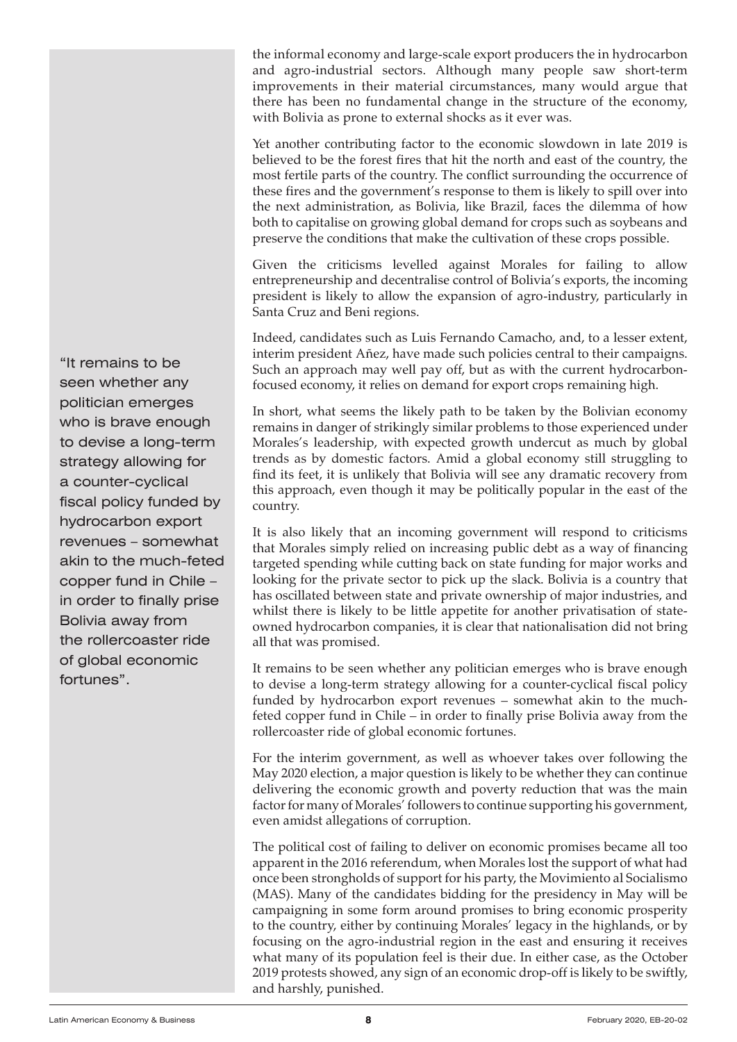the informal economy and large-scale export producers the in hydrocarbon and agro-industrial sectors. Although many people saw short-term improvements in their material circumstances, many would argue that there has been no fundamental change in the structure of the economy, with Bolivia as prone to external shocks as it ever was.

Yet another contributing factor to the economic slowdown in late 2019 is believed to be the forest fires that hit the north and east of the country, the most fertile parts of the country. The conflict surrounding the occurrence of these fires and the government's response to them is likely to spill over into the next administration, as Bolivia, like Brazil, faces the dilemma of how both to capitalise on growing global demand for crops such as soybeans and preserve the conditions that make the cultivation of these crops possible.

Given the criticisms levelled against Morales for failing to allow entrepreneurship and decentralise control of Bolivia's exports, the incoming president is likely to allow the expansion of agro-industry, particularly in Santa Cruz and Beni regions.

Indeed, candidates such as Luis Fernando Camacho, and, to a lesser extent, interim president Añez, have made such policies central to their campaigns. Such an approach may well pay off, but as with the current hydrocarbon-focused economy, it relies on demand for export crops remaining high.

In short, what seems the likely path to be taken by the Bolivian economy remains in danger of strikingly similar problems to those experienced under Morales's leadership, with expected growth undercut as much by global trends as by domestic factors. Amid a global economy still struggling to find its feet, it is unlikely that Bolivia will see any dramatic recovery from this approach, even though it may be politically popular in the east of the country.

It is also likely that an incoming government will respond to criticisms that Morales simply relied on increasing public debt as a way of financing targeted spending while cutting back on state funding for major works and looking for the private sector to pick up the slack. Bolivia is a country that has oscillated between state and private ownership of major industries, and whilst there is likely to be little appetite for another privatisation of state-owned hydrocarbon companies, it is clear that nationalisation did not bring all that was promised.

It remains to be seen whether any politician emerges who is brave enough to devise a long-term strategy allowing for a counter-cyclical fiscal policy funded by hydrocarbon export revenues – somewhat akin to the much-feted copper fund in Chile – in order to finally prise Bolivia away from the rollercoaster ride of global economic fortunes.

> "It remains to be seen whether any politician emerges who is brave enough to devise a long-term strategy allowing for a counter-cyclical fiscal policy funded by hydrocarbon export revenues – somewhat akin to the much-feted copper fund in Chile – in order to finally prise Bolivia away from the rollercoaster ride of global economic fortunes".

For the interim government, as well as whoever takes over following the May 2020 election, a major question is likely to be whether they can continue delivering the economic growth and poverty reduction that was the main factor for many of Morales' followers to continue supporting his government, even amidst allegations of corruption.

The political cost of failing to deliver on economic promises became all too apparent in the 2016 referendum, when Morales lost the support of what had once been strongholds of support for his party, the Movimiento al Socialismo (MAS). Many of the candidates bidding for the presidency in May will be campaigning in some form around promises to bring economic prosperity to the country, either by continuing Morales' legacy in the highlands, or by focusing on the agro-industrial region in the east and ensuring it receives what many of its population feel is their due. In either case, as the October 2019 protests showed, any sign of an economic drop-off is likely to be swiftly, and harshly, punished.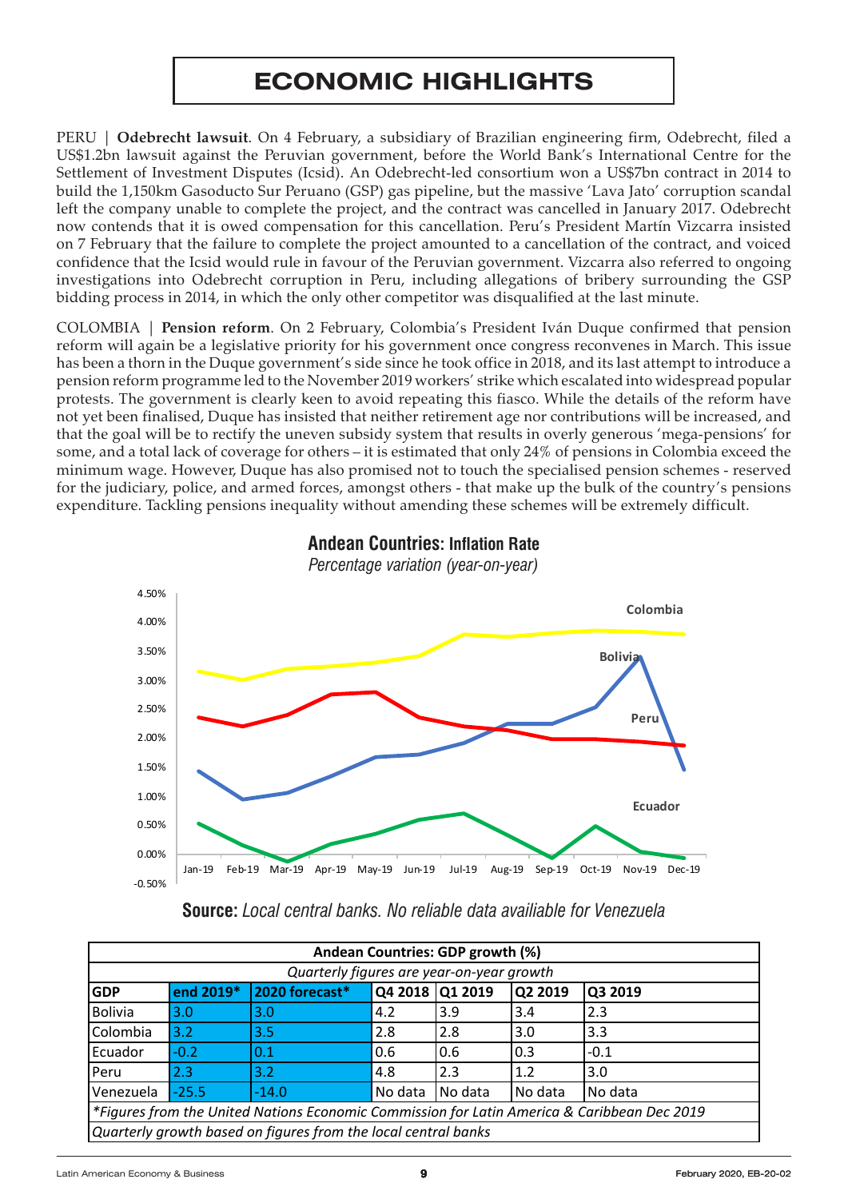# ECONOMIC HIGHLIGHTS

PERU | **Odebrecht lawsuit**. On 4 February, a subsidiary of Brazilian engineering firm, Odebrecht, filed a US$1.2bn lawsuit against the Peruvian government, before the World Bank's International Centre for the Settlement of Investment Disputes (Icsid). An Odebrecht-led consortium won a US$7bn contract in 2014 to build the 1,150km Gasoducto Sur Peruano (GSP) gas pipeline, but the massive 'Lava Jato' corruption scandal left the company unable to complete the project, and the contract was cancelled in January 2017. Odebrecht now contends that it is owed compensation for this cancellation. Peru's President Martín Vizcarra insisted on 7 February that the failure to complete the project amounted to a cancellation of the contract, and voiced confidence that the Icsid would rule in favour of the Peruvian government. Vizcarra also referred to ongoing investigations into Odebrecht corruption in Peru, including allegations of bribery surrounding the GSP bidding process in 2014, in which the only other competitor was disqualified at the last minute.

COLOMBIA | **Pension reform**. On 2 February, Colombia's President Iván Duque confirmed that pension reform will again be a legislative priority for his government once congress reconvenes in March. This issue has been a thorn in the Duque government's side since he took office in 2018, and its last attempt to introduce a pension reform programme led to the November 2019 workers' strike which escalated into widespread popular protests. The government is clearly keen to avoid repeating this fiasco. While the details of the reform have not yet been finalised, Duque has insisted that neither retirement age nor contributions will be increased, and that the goal will be to rectify the uneven subsidy system that results in overly generous 'mega-pensions' for some, and a total lack of coverage for others – it is estimated that only 24% of pensions in Colombia exceed the minimum wage. However, Duque has also promised not to touch the specialised pension schemes - reserved for the judiciary, police, and armed forces, amongst others - that make up the bulk of the country's pensions expenditure. Tackling pensions inequality without amending these schemes will be extremely difficult.

**Andean Countries: Inflation Rate**

*Percentage variation (year-on-year)*

**Source:** *Local central banks. No reliable data availiable for Venezuela*

| Andean Countries: GDP growth (%) | | | | | | |
|---|---|---|---|---|---|---|
| *Quarterly figures are year-on-year growth* | | | | | | |
| **GDP** | **end 2019*** | **2020 forecast*** | **Q4 2018** | **Q1 2019** | **Q2 2019** | **Q3 2019** |
| Bolivia | 3.0 | 3.0 | 4.2 | 3.9 | 3.4 | 2.3 |
| Colombia | 3.2 | 3.5 | 2.8 | 2.8 | 3.0 | 3.3 |
| Ecuador | -0.2 | 0.1 | 0.6 | 0.6 | 0.3 | -0.1 |
| Peru | 2.3 | 3.2 | 4.8 | 2.3 | 1.2 | 3.0 |
| Venezuela | -25.5 | -14.0 | No data | No data | No data | No data |
| *\*Figures from the United Nations Economic Commission for Latin America & Caribbean Dec 2019* | | | | | | |
| *Quarterly growth based on figures from the local central banks* | | | | | | |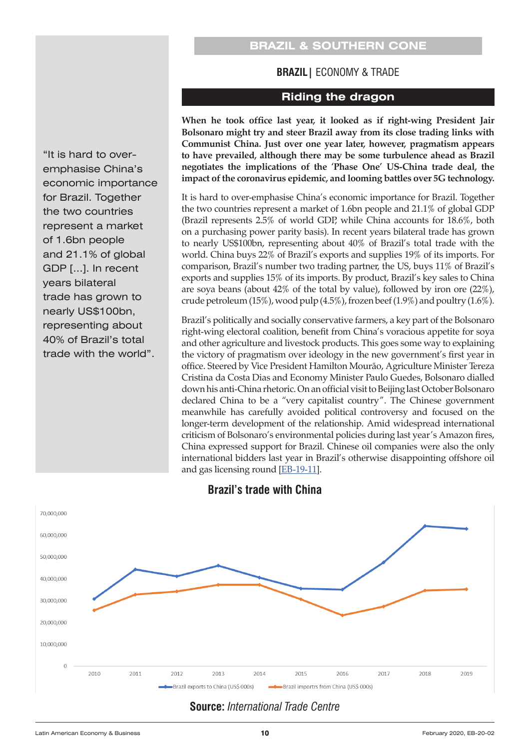## BRAZIL & SOUTHERN CONE

**BRAZIL |** ECONOMY & TRADE

# Riding the dragon

**When he took office last year, it looked as if right-wing President Jair Bolsonaro might try and steer Brazil away from its close trading links with Communist China. Just over one year later, however, pragmatism appears to have prevailed, although there may be some turbulence ahead as Brazil negotiates the implications of the 'Phase One' US-China trade deal, the impact of the coronavirus epidemic, and looming battles over 5G technology.**

It is hard to over-emphasise China's economic importance for Brazil. Together the two countries represent a market of 1.6bn people and 21.1% of global GDP (Brazil represents 2.5% of world GDP, while China accounts for 18.6%, both on a purchasing power parity basis). In recent years bilateral trade has grown to nearly US$100bn, representing about 40% of Brazil's total trade with the world. China buys 22% of Brazil's exports and supplies 19% of its imports. For comparison, Brazil's number two trading partner, the US, buys 11% of Brazil's exports and supplies 15% of its imports. By product, Brazil's key sales to China are soya beans (about 42% of the total by value), followed by iron ore (22%), crude petroleum (15%), wood pulp (4.5%), frozen beef (1.9%) and poultry (1.6%).

> "It is hard to over-emphasise China's economic importance for Brazil. Together the two countries represent a market of 1.6bn people and 21.1% of global GDP [...]. In recent years bilateral trade has grown to nearly US$100bn, representing about 40% of Brazil's total trade with the world".

Brazil's politically and socially conservative farmers, a key part of the Bolsonaro right-wing electoral coalition, benefit from China's voracious appetite for soya and other agriculture and livestock products. This goes some way to explaining the victory of pragmatism over ideology in the new government's first year in office. Steered by Vice President Hamilton Mourão, Agriculture Minister Tereza Cristina da Costa Dias and Economy Minister Paulo Guedes, Bolsonaro dialled down his anti-China rhetoric. On an official visit to Beijing last October Bolsonaro declared China to be a "very capitalist country". The Chinese government meanwhile has carefully avoided political controversy and focused on the longer-term development of the relationship. Amid widespread international criticism of Bolsonaro's environmental policies during last year's Amazon fires, China expressed support for Brazil. Chinese oil companies were also the only international bidders last year in Brazil's otherwise disappointing offshore oil and gas licensing round [EB-19-11].

### Brazil's trade with China

(Line chart, 2010–2019, y-axis 0 to 70,000,000. Series: Brazil exports to China (US$ 000s); Brazil imports from China (US$ 000s).)

**Source:** *International Trade Centre*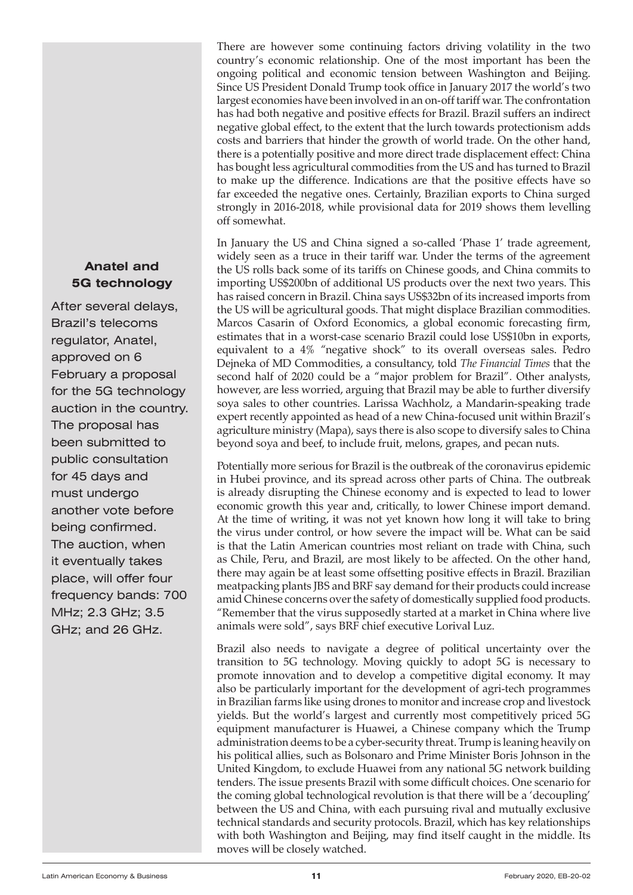There are however some continuing factors driving volatility in the two country's economic relationship. One of the most important has been the ongoing political and economic tension between Washington and Beijing. Since US President Donald Trump took office in January 2017 the world's two largest economies have been involved in an on-off tariff war. The confrontation has had both negative and positive effects for Brazil. Brazil suffers an indirect negative global effect, to the extent that the lurch towards protectionism adds costs and barriers that hinder the growth of world trade. On the other hand, there is a potentially positive and more direct trade displacement effect: China has bought less agricultural commodities from the US and has turned to Brazil to make up the difference. Indications are that the positive effects have so far exceeded the negative ones. Certainly, Brazilian exports to China surged strongly in 2016-2018, while provisional data for 2019 shows them levelling off somewhat.

In January the US and China signed a so-called 'Phase 1' trade agreement, widely seen as a truce in their tariff war. Under the terms of the agreement the US rolls back some of its tariffs on Chinese goods, and China commits to importing US$200bn of additional US products over the next two years. This has raised concern in Brazil. China says US$32bn of its increased imports from the US will be agricultural goods. That might displace Brazilian commodities. Marcos Casarin of Oxford Economics, a global economic forecasting firm, estimates that in a worst-case scenario Brazil could lose US$10bn in exports, equivalent to a 4% "negative shock" to its overall overseas sales. Pedro Dejneka of MD Commodities, a consultancy, told *The Financial Times* that the second half of 2020 could be a "major problem for Brazil". Other analysts, however, are less worried, arguing that Brazil may be able to further diversify soya sales to other countries. Larissa Wachholz, a Mandarin-speaking trade expert recently appointed as head of a new China-focused unit within Brazil's agriculture ministry (Mapa), says there is also scope to diversify sales to China beyond soya and beef, to include fruit, melons, grapes, and pecan nuts.

Potentially more serious for Brazil is the outbreak of the coronavirus epidemic in Hubei province, and its spread across other parts of China. The outbreak is already disrupting the Chinese economy and is expected to lead to lower economic growth this year and, critically, to lower Chinese import demand. At the time of writing, it was not yet known how long it will take to bring the virus under control, or how severe the impact will be. What can be said is that the Latin American countries most reliant on trade with China, such as Chile, Peru, and Brazil, are most likely to be affected. On the other hand, there may again be at least some offsetting positive effects in Brazil. Brazilian meatpacking plants JBS and BRF say demand for their products could increase amid Chinese concerns over the safety of domestically supplied food products. "Remember that the virus supposedly started at a market in China where live animals were sold", says BRF chief executive Lorival Luz.

Brazil also needs to navigate a degree of political uncertainty over the transition to 5G technology. Moving quickly to adopt 5G is necessary to promote innovation and to develop a competitive digital economy. It may also be particularly important for the development of agri-tech programmes in Brazilian farms like using drones to monitor and increase crop and livestock yields. But the world's largest and currently most competitively priced 5G equipment manufacturer is Huawei, a Chinese company which the Trump administration deems to be a cyber-security threat. Trump is leaning heavily on his political allies, such as Bolsonaro and Prime Minister Boris Johnson in the United Kingdom, to exclude Huawei from any national 5G network building tenders. The issue presents Brazil with some difficult choices. One scenario for the coming global technological revolution is that there will be a 'decoupling' between the US and China, with each pursuing rival and mutually exclusive technical standards and security protocols. Brazil, which has key relationships with both Washington and Beijing, may find itself caught in the middle. Its moves will be closely watched.

### Anatel and 5G technology

After several delays, Brazil's telecoms regulator, Anatel, approved on 6 February a proposal for the 5G technology auction in the country. The proposal has been submitted to public consultation for 45 days and must undergo another vote before being confirmed. The auction, when it eventually takes place, will offer four frequency bands: 700 MHz; 2.3 GHz; 3.5 GHz; and 26 GHz.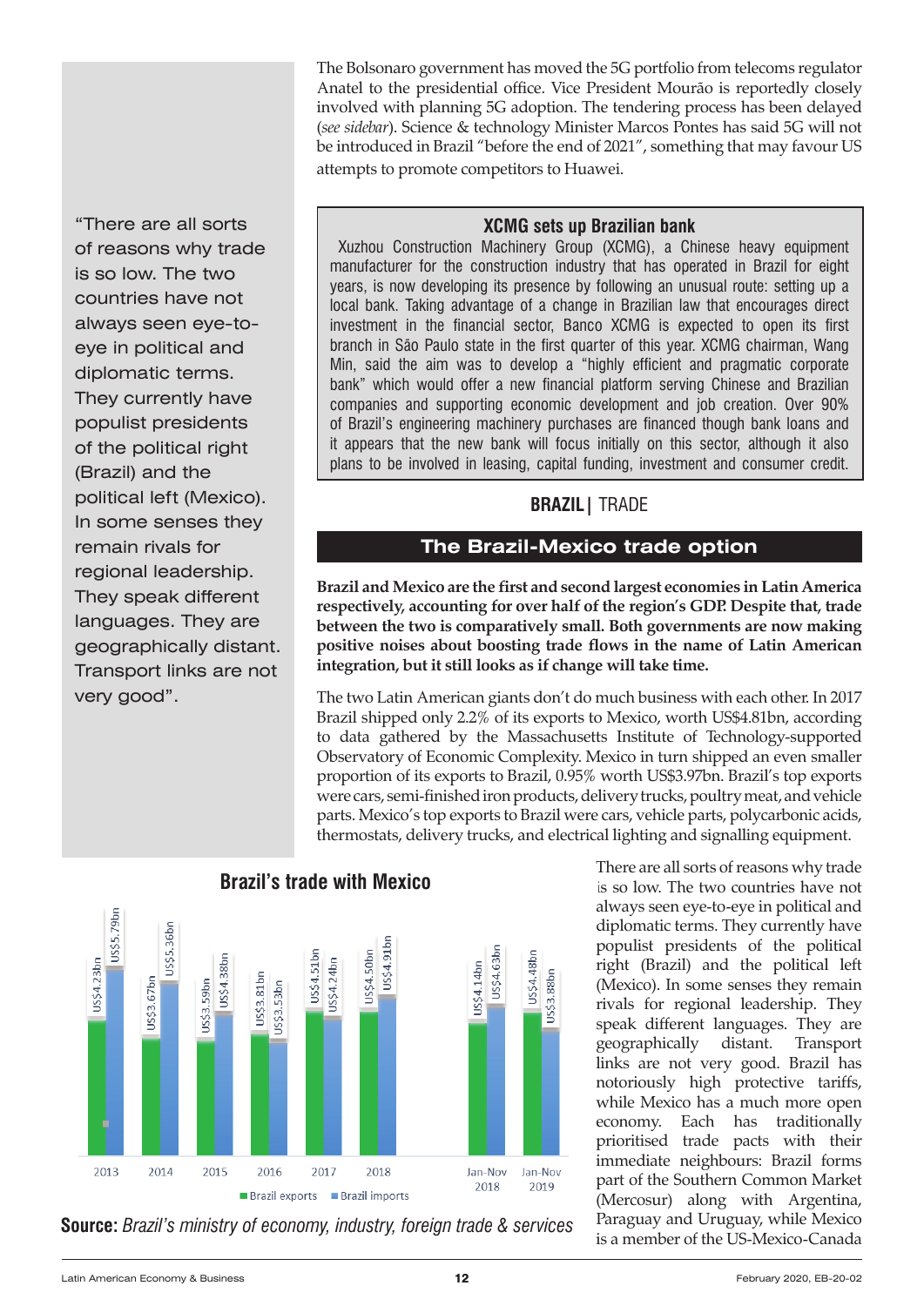The Bolsonaro government has moved the 5G portfolio from telecoms regulator Anatel to the presidential office. Vice President Mourão is reportedly closely involved with planning 5G adoption. The tendering process has been delayed (*see sidebar*). Science & technology Minister Marcos Pontes has said 5G will not be introduced in Brazil "before the end of 2021", something that may favour US attempts to promote competitors to Huawei.

### XCMG sets up Brazilian bank

Xuzhou Construction Machinery Group (XCMG), a Chinese heavy equipment manufacturer for the construction industry that has operated in Brazil for eight years, is now developing its presence by following an unusual route: setting up a local bank. Taking advantage of a change in Brazilian law that encourages direct investment in the financial sector, Banco XCMG is expected to open its first branch in São Paulo state in the first quarter of this year. XCMG chairman, Wang Min, said the aim was to develop a "highly efficient and pragmatic corporate bank" which would offer a new financial platform serving Chinese and Brazilian companies and supporting economic development and job creation. Over 90% of Brazil's engineering machinery purchases are financed though bank loans and it appears that the new bank will focus initially on this sector, although it also plans to be involved in leasing, capital funding, investment and consumer credit.

**BRAZIL |** TRADE

## The Brazil-Mexico trade option

**Brazil and Mexico are the first and second largest economies in Latin America respectively, accounting for over half of the region's GDP. Despite that, trade between the two is comparatively small. Both governments are now making positive noises about boosting trade flows in the name of Latin American integration, but it still looks as if change will take time.**

The two Latin American giants don't do much business with each other. In 2017 Brazil shipped only 2.2% of its exports to Mexico, worth US$4.81bn, according to data gathered by the Massachusetts Institute of Technology-supported Observatory of Economic Complexity. Mexico in turn shipped an even smaller proportion of its exports to Brazil, 0.95% worth US$3.97bn. Brazil's top exports were cars, semi-finished iron products, delivery trucks, poultry meat, and vehicle parts. Mexico's top exports to Brazil were cars, vehicle parts, polycarbonic acids, thermostats, delivery trucks, and electrical lighting and signalling equipment.

> "There are all sorts of reasons why trade is so low. The two countries have not always seen eye-to-eye in political and diplomatic terms. They currently have populist presidents of the political right (Brazil) and the political left (Mexico). In some senses they remain rivals for regional leadership. They speak different languages. They are geographically distant. Transport links are not very good".

### Brazil's trade with Mexico

| | Brazil exports | Brazil imports |
|---|---|---|
| 2013 | US$4.23bn | US$5.79bn |
| 2014 | US$3.67bn | US$5.36bn |
| 2015 | US$3.59bn | US$4.38bn |
| 2016 | US$3.81bn | US$3.53bn |
| 2017 | US$4.51bn | US$4.24bn |
| 2018 | US$4.50bn | US$4.91bn |
| Jan-Nov 2018 | US$4.14bn | US$4.63bn |
| Jan-Nov 2019 | US$4.48bn | US$3.88bn |

**Source:** *Brazil's ministry of economy, industry, foreign trade & services*

There are all sorts of reasons why trade is so low. The two countries have not always seen eye-to-eye in political and diplomatic terms. They currently have populist presidents of the political right (Brazil) and the political left (Mexico). In some senses they remain rivals for regional leadership. They speak different languages. They are geographically distant. Transport links are not very good. Brazil has notoriously high protective tariffs, while Mexico has a much more open economy. Each has traditionally prioritised trade pacts with their immediate neighbours: Brazil forms part of the Southern Common Market (Mercosur) along with Argentina, Paraguay and Uruguay, while Mexico is a member of the US-Mexico-Canada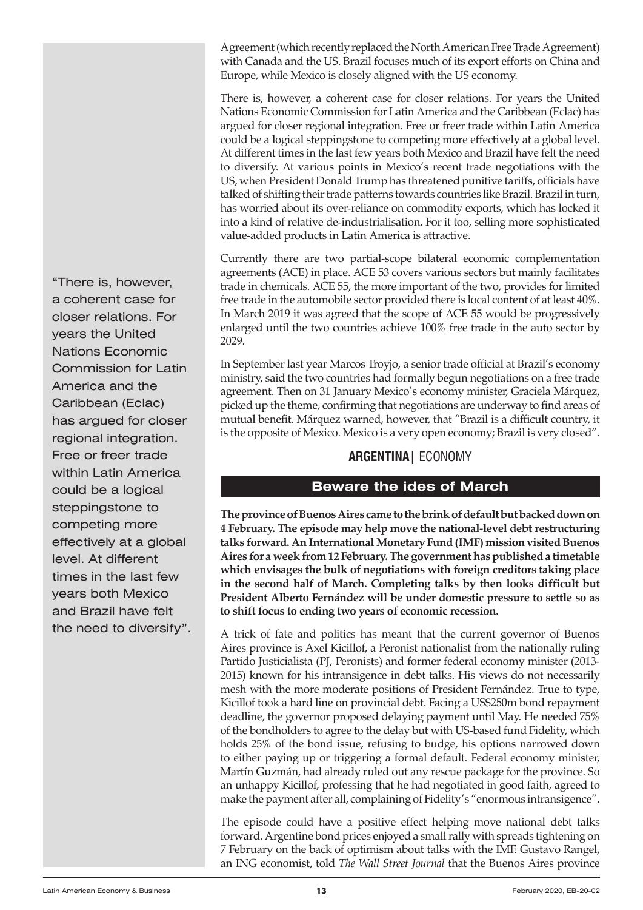Agreement (which recently replaced the North American Free Trade Agreement) with Canada and the US. Brazil focuses much of its export efforts on China and Europe, while Mexico is closely aligned with the US economy.

There is, however, a coherent case for closer relations. For years the United Nations Economic Commission for Latin America and the Caribbean (Eclac) has argued for closer regional integration. Free or freer trade within Latin America could be a logical steppingstone to competing more effectively at a global level. At different times in the last few years both Mexico and Brazil have felt the need to diversify. At various points in Mexico's recent trade negotiations with the US, when President Donald Trump has threatened punitive tariffs, officials have talked of shifting their trade patterns towards countries like Brazil. Brazil in turn, has worried about its over-reliance on commodity exports, which has locked it into a kind of relative de-industrialisation. For it too, selling more sophisticated value-added products in Latin America is attractive.

> "There is, however, a coherent case for closer relations. For years the United Nations Economic Commission for Latin America and the Caribbean (Eclac) has argued for closer regional integration. Free or freer trade within Latin America could be a logical steppingstone to competing more effectively at a global level. At different times in the last few years both Mexico and Brazil have felt the need to diversify".

Currently there are two partial-scope bilateral economic complementation agreements (ACE) in place. ACE 53 covers various sectors but mainly facilitates trade in chemicals. ACE 55, the more important of the two, provides for limited free trade in the automobile sector provided there is local content of at least 40%. In March 2019 it was agreed that the scope of ACE 55 would be progressively enlarged until the two countries achieve 100% free trade in the auto sector by 2029.

In September last year Marcos Troyjo, a senior trade official at Brazil's economy ministry, said the two countries had formally begun negotiations on a free trade agreement. Then on 31 January Mexico's economy minister, Graciela Márquez, picked up the theme, confirming that negotiations are underway to find areas of mutual benefit. Márquez warned, however, that "Brazil is a difficult country, it is the opposite of Mexico. Mexico is a very open economy; Brazil is very closed".

**ARGENTINA** | ECONOMY

## Beware the ides of March

**The province of Buenos Aires came to the brink of default but backed down on 4 February. The episode may help move the national-level debt restructuring talks forward. An International Monetary Fund (IMF) mission visited Buenos Aires for a week from 12 February. The government has published a timetable which envisages the bulk of negotiations with foreign creditors taking place in the second half of March. Completing talks by then looks difficult but President Alberto Fernández will be under domestic pressure to settle so as to shift focus to ending two years of economic recession.**

A trick of fate and politics has meant that the current governor of Buenos Aires province is Axel Kicillof, a Peronist nationalist from the nationally ruling Partido Justicialista (PJ, Peronists) and former federal economy minister (2013-2015) known for his intransigence in debt talks. His views do not necessarily mesh with the more moderate positions of President Fernández. True to type, Kicillof took a hard line on provincial debt. Facing a US$250m bond repayment deadline, the governor proposed delaying payment until May. He needed 75% of the bondholders to agree to the delay but with US-based fund Fidelity, which holds 25% of the bond issue, refusing to budge, his options narrowed down to either paying up or triggering a formal default. Federal economy minister, Martín Guzmán, had already ruled out any rescue package for the province. So an unhappy Kicillof, professing that he had negotiated in good faith, agreed to make the payment after all, complaining of Fidelity's "enormous intransigence".

The episode could have a positive effect helping move national debt talks forward. Argentine bond prices enjoyed a small rally with spreads tightening on 7 February on the back of optimism about talks with the IMF. Gustavo Rangel, an ING economist, told *The Wall Street Journal* that the Buenos Aires province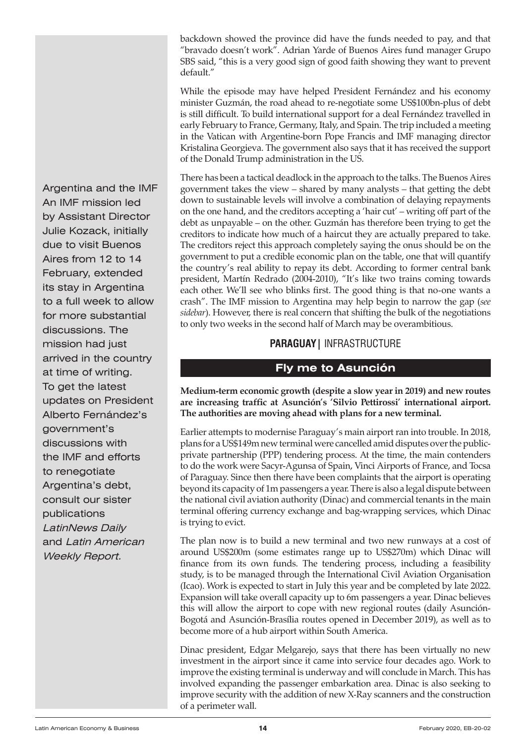backdown showed the province did have the funds needed to pay, and that "bravado doesn't work". Adrian Yarde of Buenos Aires fund manager Grupo SBS said, "this is a very good sign of good faith showing they want to prevent default."

While the episode may have helped President Fernández and his economy minister Guzmán, the road ahead to re-negotiate some US$100bn-plus of debt is still difficult. To build international support for a deal Fernández travelled in early February to France, Germany, Italy, and Spain. The trip included a meeting in the Vatican with Argentine-born Pope Francis and IMF managing director Kristalina Georgieva. The government also says that it has received the support of the Donald Trump administration in the US.

There has been a tactical deadlock in the approach to the talks. The Buenos Aires government takes the view – shared by many analysts – that getting the debt down to sustainable levels will involve a combination of delaying repayments on the one hand, and the creditors accepting a 'hair cut' – writing off part of the debt as unpayable – on the other. Guzmán has therefore been trying to get the creditors to indicate how much of a haircut they are actually prepared to take. The creditors reject this approach completely saying the onus should be on the government to put a credible economic plan on the table, one that will quantify the country's real ability to repay its debt. According to former central bank president, Martín Redrado (2004-2010), "It's like two trains coming towards each other. We'll see who blinks first. The good thing is that no-one wants a crash". The IMF mission to Argentina may help begin to narrow the gap (*see sidebar*). However, there is real concern that shifting the bulk of the negotiations to only two weeks in the second half of March may be overambitious.

**Argentina and the IMF**

An IMF mission led by Assistant Director Julie Kozack, initially due to visit Buenos Aires from 12 to 14 February, extended its stay in Argentina to a full week to allow for more substantial discussions. The mission had just arrived in the country at time of writing. To get the latest updates on President Alberto Fernández's government's discussions with the IMF and efforts to renegotiate Argentina's debt, consult our sister publications *LatinNews Daily* and *Latin American Weekly Report.*

**PARAGUAY** | INFRASTRUCTURE

## Fly me to Asunción

**Medium-term economic growth (despite a slow year in 2019) and new routes are increasing traffic at Asunción's 'Silvio Pettirossi' international airport. The authorities are moving ahead with plans for a new terminal.**

Earlier attempts to modernise Paraguay's main airport ran into trouble. In 2018, plans for a US$149m new terminal were cancelled amid disputes over the public-private partnership (PPP) tendering process. At the time, the main contenders to do the work were Sacyr-Agunsa of Spain, Vinci Airports of France, and Tocsa of Paraguay. Since then there have been complaints that the airport is operating beyond its capacity of 1m passengers a year. There is also a legal dispute between the national civil aviation authority (Dinac) and commercial tenants in the main terminal offering currency exchange and bag-wrapping services, which Dinac is trying to evict.

The plan now is to build a new terminal and two new runways at a cost of around US$200m (some estimates range up to US$270m) which Dinac will finance from its own funds. The tendering process, including a feasibility study, is to be managed through the International Civil Aviation Organisation (Icao). Work is expected to start in July this year and be completed by late 2022. Expansion will take overall capacity up to 6m passengers a year. Dinac believes this will allow the airport to cope with new regional routes (daily Asunción-Bogotá and Asunción-Brasília routes opened in December 2019), as well as to become more of a hub airport within South America.

Dinac president, Edgar Melgarejo, says that there has been virtually no new investment in the airport since it came into service four decades ago. Work to improve the existing terminal is underway and will conclude in March. This has involved expanding the passenger embarkation area. Dinac is also seeking to improve security with the addition of new X-Ray scanners and the construction of a perimeter wall.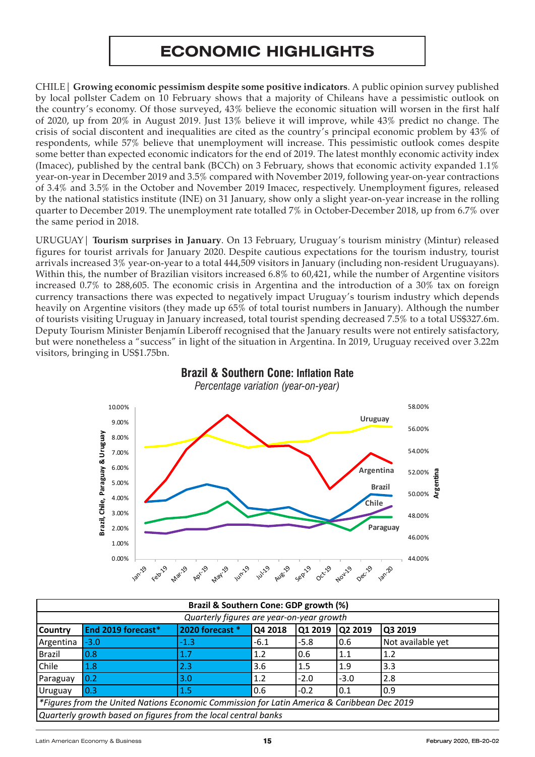# ECONOMIC HIGHLIGHTS

CHILE | **Growing economic pessimism despite some positive indicators**. A public opinion survey published by local pollster Cadem on 10 February shows that a majority of Chileans have a pessimistic outlook on the country's economy. Of those surveyed, 43% believe the economic situation will worsen in the first half of 2020, up from 20% in August 2019. Just 13% believe it will improve, while 43% predict no change. The crisis of social discontent and inequalities are cited as the country's principal economic problem by 43% of respondents, while 57% believe that unemployment will increase. This pessimistic outlook comes despite some better than expected economic indicators for the end of 2019. The latest monthly economic activity index (Imacec), published by the central bank (BCCh) on 3 February, shows that economic activity expanded 1.1% year-on-year in December 2019 and 3.5% compared with November 2019, following year-on-year contractions of 3.4% and 3.5% in the October and November 2019 Imacec, respectively. Unemployment figures, released by the national statistics institute (INE) on 31 January, show only a slight year-on-year increase in the rolling quarter to December 2019. The unemployment rate totalled 7% in October-December 2018, up from 6.7% over the same period in 2018.

URUGUAY | **Tourism surprises in January**. On 13 February, Uruguay's tourism ministry (Mintur) released figures for tourist arrivals for January 2020. Despite cautious expectations for the tourism industry, tourist arrivals increased 3% year-on-year to a total 444,509 visitors in January (including non-resident Uruguayans). Within this, the number of Brazilian visitors increased 6.8% to 60,421, while the number of Argentine visitors increased 0.7% to 288,605. The economic crisis in Argentina and the introduction of a 30% tax on foreign currency transactions there was expected to negatively impact Uruguay's tourism industry which depends heavily on Argentine visitors (they made up 65% of total tourist numbers in January). Although the number of tourists visiting Uruguay in January increased, total tourist spending decreased 7.5% to a total US$327.6m. Deputy Tourism Minister Benjamín Liberoff recognised that the January results were not entirely satisfactory, but were nonetheless a "success" in light of the situation in Argentina. In 2019, Uruguay received over 3.22m visitors, bringing in US$1.75bn.

**Brazil & Southern Cone: Inflation Rate**

*Percentage variation (year-on-year)*

| Brazil & Southern Cone: GDP growth (%) | | | | | | |
|---|---|---|---|---|---|---|
| *Quarterly figures are year-on-year growth* | | | | | | |
| **Country** | **End 2019 forecast*** | **2020 forecast *** | **Q4 2018** | **Q1 2019** | **Q2 2019** | **Q3 2019** |
| Argentina | -3.0 | -1.3 | -6.1 | -5.8 | 0.6 | Not available yet |
| Brazil | 0.8 | 1.7 | 1.2 | 0.6 | 1.1 | 1.2 |
| Chile | 1.8 | 2.3 | 3.6 | 1.5 | 1.9 | 3.3 |
| Paraguay | 0.2 | 3.0 | 1.2 | -2.0 | -3.0 | 2.8 |
| Uruguay | 0.3 | 1.5 | 0.6 | -0.2 | 0.1 | 0.9 |
| *\*Figures from the United Nations Economic Commission for Latin America & Caribbean Dec 2019* | | | | | | |
| *Quarterly growth based on figures from the local central banks* | | | | | | |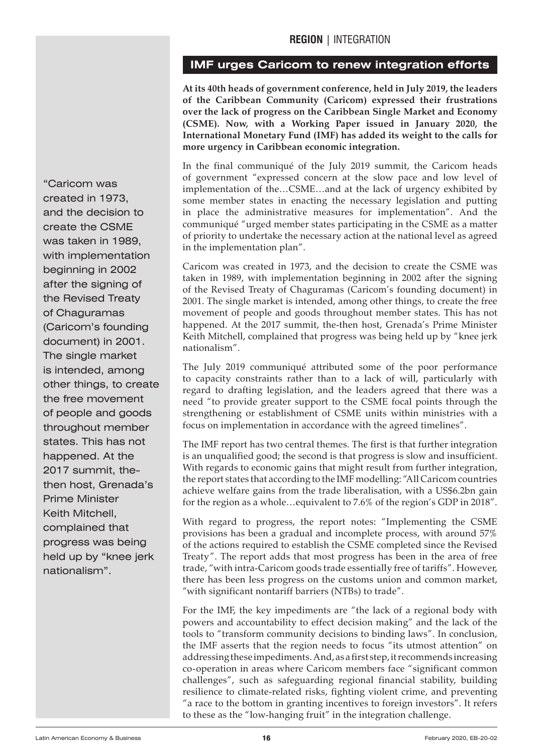**REGION** | INTEGRATION

## IMF urges Caricom to renew integration efforts

**At its 40th heads of government conference, held in July 2019, the leaders of the Caribbean Community (Caricom) expressed their frustrations over the lack of progress on the Caribbean Single Market and Economy (CSME). Now, with a Working Paper issued in January 2020, the International Monetary Fund (IMF) has added its weight to the calls for more urgency in Caribbean economic integration.**

In the final communiqué of the July 2019 summit, the Caricom heads of government "expressed concern at the slow pace and low level of implementation of the…CSME…and at the lack of urgency exhibited by some member states in enacting the necessary legislation and putting in place the administrative measures for implementation". And the communiqué "urged member states participating in the CSME as a matter of priority to undertake the necessary action at the national level as agreed in the implementation plan".

Caricom was created in 1973, and the decision to create the CSME was taken in 1989, with implementation beginning in 2002 after the signing of the Revised Treaty of Chaguramas (Caricom's founding document) in 2001. The single market is intended, among other things, to create the free movement of people and goods throughout member states. This has not happened. At the 2017 summit, the-then host, Grenada's Prime Minister Keith Mitchell, complained that progress was being held up by "knee jerk nationalism".

The July 2019 communiqué attributed some of the poor performance to capacity constraints rather than to a lack of will, particularly with regard to drafting legislation, and the leaders agreed that there was a need "to provide greater support to the CSME focal points through the strengthening or establishment of CSME units within ministries with a focus on implementation in accordance with the agreed timelines".

The IMF report has two central themes. The first is that further integration is an unqualified good; the second is that progress is slow and insufficient. With regards to economic gains that might result from further integration, the report states that according to the IMF modelling: "All Caricom countries achieve welfare gains from the trade liberalisation, with a US$6.2bn gain for the region as a whole…equivalent to 7.6% of the region's GDP in 2018".

With regard to progress, the report notes: "Implementing the CSME provisions has been a gradual and incomplete process, with around 57% of the actions required to establish the CSME completed since the Revised Treaty". The report adds that most progress has been in the area of free trade, "with intra-Caricom goods trade essentially free of tariffs". However, there has been less progress on the customs union and common market, "with significant nontariff barriers (NTBs) to trade".

For the IMF, the key impediments are "the lack of a regional body with powers and accountability to effect decision making" and the lack of the tools to "transform community decisions to binding laws". In conclusion, the IMF asserts that the region needs to focus "its utmost attention" on addressing these impediments. And, as a first step, it recommends increasing co-operation in areas where Caricom members face "significant common challenges", such as safeguarding regional financial stability, building resilience to climate-related risks, fighting violent crime, and preventing "a race to the bottom in granting incentives to foreign investors". It refers to these as the "low-hanging fruit" in the integration challenge.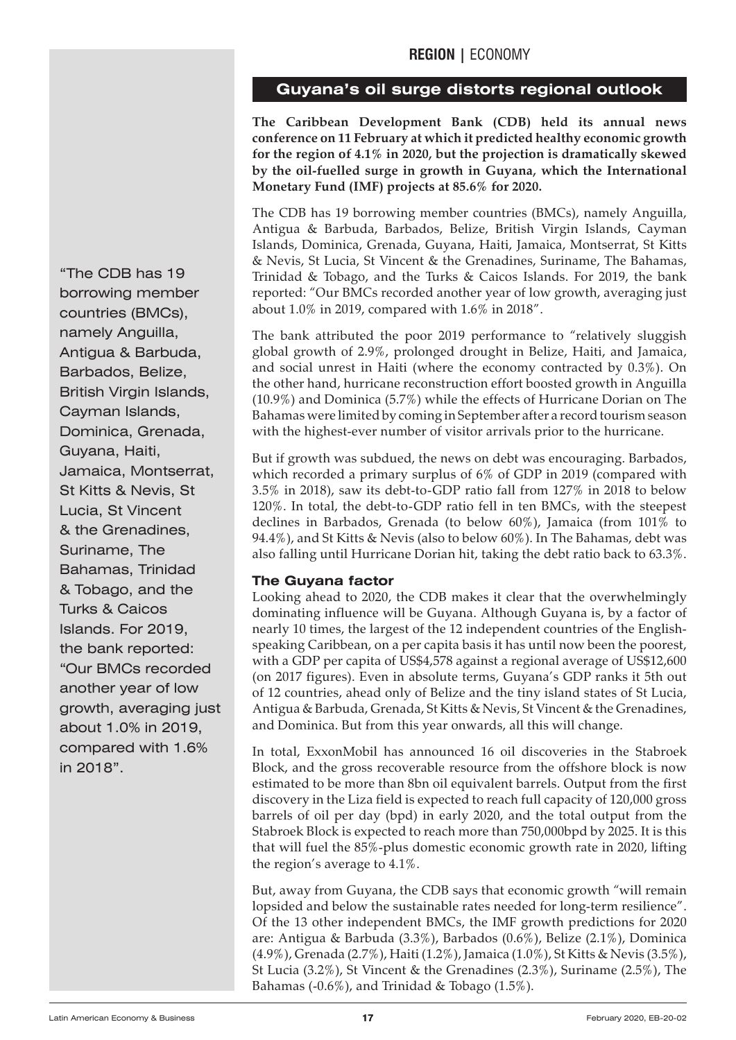## Guyana's oil surge distorts regional outlook

**The Caribbean Development Bank (CDB) held its annual news conference on 11 February at which it predicted healthy economic growth for the region of 4.1% in 2020, but the projection is dramatically skewed by the oil-fuelled surge in growth in Guyana, which the International Monetary Fund (IMF) projects at 85.6% for 2020.**

The CDB has 19 borrowing member countries (BMCs), namely Anguilla, Antigua & Barbuda, Barbados, Belize, British Virgin Islands, Cayman Islands, Dominica, Grenada, Guyana, Haiti, Jamaica, Montserrat, St Kitts & Nevis, St Lucia, St Vincent & the Grenadines, Suriname, The Bahamas, Trinidad & Tobago, and the Turks & Caicos Islands. For 2019, the bank reported: "Our BMCs recorded another year of low growth, averaging just about 1.0% in 2019, compared with 1.6% in 2018".

The bank attributed the poor 2019 performance to "relatively sluggish global growth of 2.9%, prolonged drought in Belize, Haiti, and Jamaica, and social unrest in Haiti (where the economy contracted by 0.3%). On the other hand, hurricane reconstruction effort boosted growth in Anguilla (10.9%) and Dominica (5.7%) while the effects of Hurricane Dorian on The Bahamas were limited by coming in September after a record tourism season with the highest-ever number of visitor arrivals prior to the hurricane.

But if growth was subdued, the news on debt was encouraging. Barbados, which recorded a primary surplus of 6% of GDP in 2019 (compared with 3.5% in 2018), saw its debt-to-GDP ratio fall from 127% in 2018 to below 120%. In total, the debt-to-GDP ratio fell in ten BMCs, with the steepest declines in Barbados, Grenada (to below 60%), Jamaica (from 101% to 94.4%), and St Kitts & Nevis (also to below 60%). In The Bahamas, debt was also falling until Hurricane Dorian hit, taking the debt ratio back to 63.3%.

### The Guyana factor

Looking ahead to 2020, the CDB makes it clear that the overwhelmingly dominating influence will be Guyana. Although Guyana is, by a factor of nearly 10 times, the largest of the 12 independent countries of the English-speaking Caribbean, on a per capita basis it has until now been the poorest, with a GDP per capita of US$4,578 against a regional average of US$12,600 (on 2017 figures). Even in absolute terms, Guyana's GDP ranks it 5th out of 12 countries, ahead only of Belize and the tiny island states of St Lucia, Antigua & Barbuda, Grenada, St Kitts & Nevis, St Vincent & the Grenadines, and Dominica. But from this year onwards, all this will change.

In total, ExxonMobil has announced 16 oil discoveries in the Stabroek Block, and the gross recoverable resource from the offshore block is now estimated to be more than 8bn oil equivalent barrels. Output from the first discovery in the Liza field is expected to reach full capacity of 120,000 gross barrels of oil per day (bpd) in early 2020, and the total output from the Stabroek Block is expected to reach more than 750,000bpd by 2025. It is this that will fuel the 85%-plus domestic economic growth rate in 2020, lifting the region's average to 4.1%.

But, away from Guyana, the CDB says that economic growth "will remain lopsided and below the sustainable rates needed for long-term resilience". Of the 13 other independent BMCs, the IMF growth predictions for 2020 are: Antigua & Barbuda (3.3%), Barbados (0.6%), Belize (2.1%), Dominica (4.9%), Grenada (2.7%), Haiti (1.2%), Jamaica (1.0%), St Kitts & Nevis (3.5%), St Lucia (3.2%), St Vincent & the Grenadines (2.3%), Suriname (2.5%), The Bahamas (-0.6%), and Trinidad & Tobago (1.5%).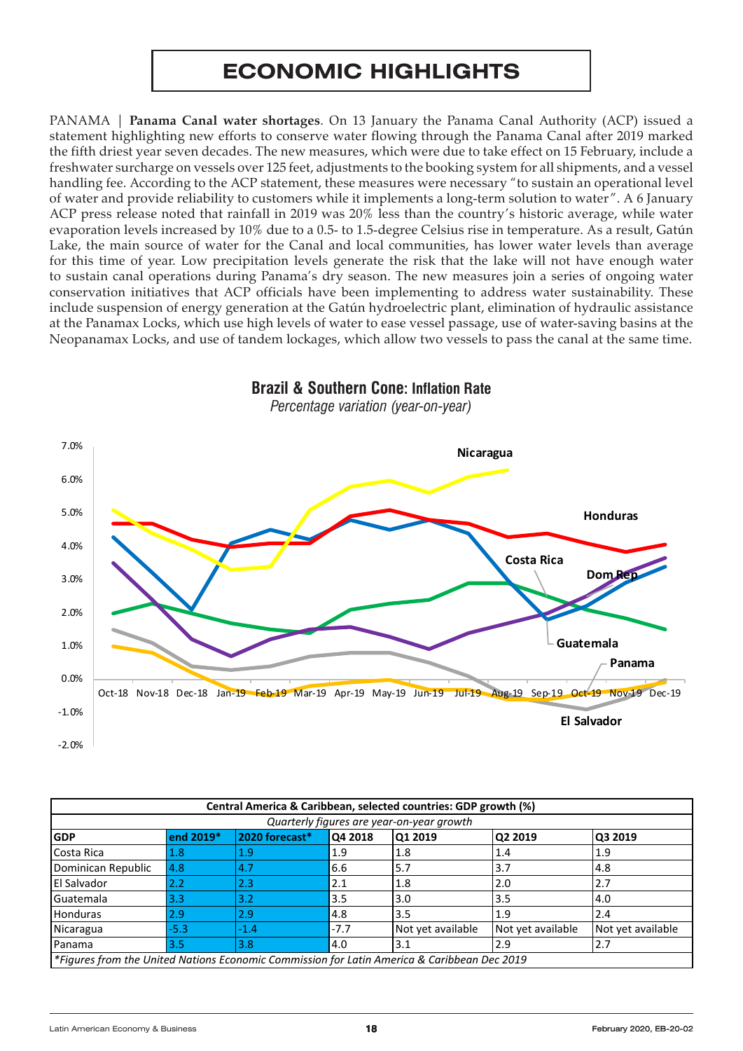# ECONOMIC HIGHLIGHTS

PANAMA | **Panama Canal water shortages**. On 13 January the Panama Canal Authority (ACP) issued a statement highlighting new efforts to conserve water flowing through the Panama Canal after 2019 marked the fifth driest year seven decades. The new measures, which were due to take effect on 15 February, include a freshwater surcharge on vessels over 125 feet, adjustments to the booking system for all shipments, and a vessel handling fee. According to the ACP statement, these measures were necessary "to sustain an operational level of water and provide reliability to customers while it implements a long-term solution to water". A 6 January ACP press release noted that rainfall in 2019 was 20% less than the country's historic average, while water evaporation levels increased by 10% due to a 0.5- to 1.5-degree Celsius rise in temperature. As a result, Gatún Lake, the main source of water for the Canal and local communities, has lower water levels than average for this time of year. Low precipitation levels generate the risk that the lake will not have enough water to sustain canal operations during Panama's dry season. The new measures join a series of ongoing water conservation initiatives that ACP officials have been implementing to address water sustainability. These include suspension of energy generation at the Gatún hydroelectric plant, elimination of hydraulic assistance at the Panamax Locks, which use high levels of water to ease vessel passage, use of water-saving basins at the Neopanamax Locks, and use of tandem lockages, which allow two vessels to pass the canal at the same time.

**Brazil & Southern Cone: Inflation Rate**

*Percentage variation (year-on-year)*

| Central America & Caribbean, selected countries: GDP growth (%) | | | | | | |
|---|---|---|---|---|---|---|
| *Quarterly figures are year-on-year growth* | | | | | | |
| **GDP** | **end 2019*** | **2020 forecast*** | **Q4 2018** | **Q1 2019** | **Q2 2019** | **Q3 2019** |
| Costa Rica | 1.8 | 1.9 | 1.9 | 1.8 | 1.4 | 1.9 |
| Dominican Republic | 4.8 | 4.7 | 6.6 | 5.7 | 3.7 | 4.8 |
| El Salvador | 2.2 | 2.3 | 2.1 | 1.8 | 2.0 | 2.7 |
| Guatemala | 3.3 | 3.2 | 3.5 | 3.0 | 3.5 | 4.0 |
| Honduras | 2.9 | 2.9 | 4.8 | 3.5 | 1.9 | 2.4 |
| Nicaragua | -5.3 | -1.4 | -7.7 | Not yet available | Not yet available | Not yet available |
| Panama | 3.5 | 3.8 | 4.0 | 3.1 | 2.9 | 2.7 |

*Figures from the United Nations Economic Commission for Latin America & Caribbean Dec 2019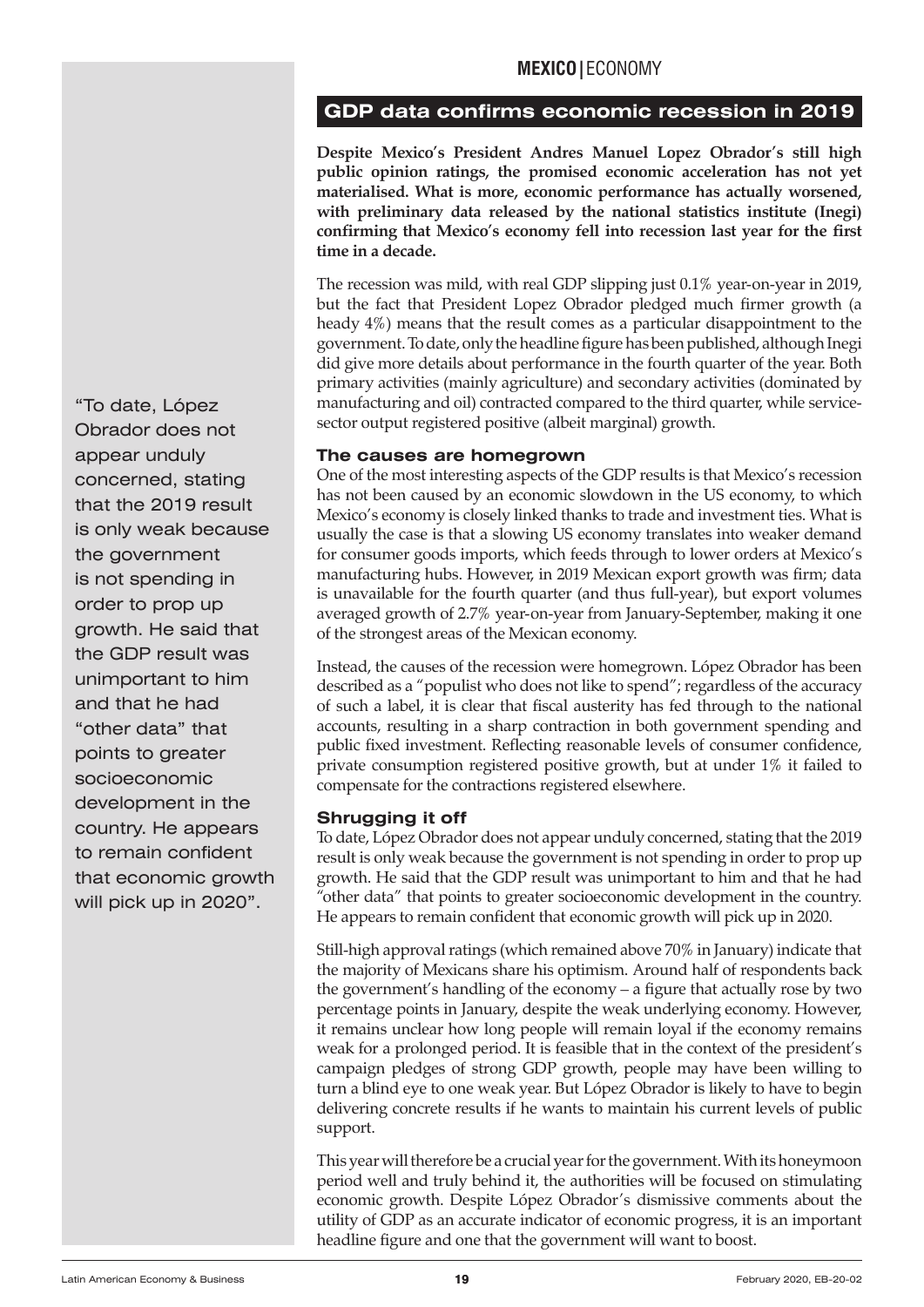# GDP data confirms economic recession in 2019

**Despite Mexico's President Andres Manuel Lopez Obrador's still high public opinion ratings, the promised economic acceleration has not yet materialised. What is more, economic performance has actually worsened, with preliminary data released by the national statistics institute (Inegi) confirming that Mexico's economy fell into recession last year for the first time in a decade.**

The recession was mild, with real GDP slipping just 0.1% year-on-year in 2019, but the fact that President Lopez Obrador pledged much firmer growth (a heady 4%) means that the result comes as a particular disappointment to the government. To date, only the headline figure has been published, although Inegi did give more details about performance in the fourth quarter of the year. Both primary activities (mainly agriculture) and secondary activities (dominated by manufacturing and oil) contracted compared to the third quarter, while service-sector output registered positive (albeit marginal) growth.

## The causes are homegrown

One of the most interesting aspects of the GDP results is that Mexico's recession has not been caused by an economic slowdown in the US economy, to which Mexico's economy is closely linked thanks to trade and investment ties. What is usually the case is that a slowing US economy translates into weaker demand for consumer goods imports, which feeds through to lower orders at Mexico's manufacturing hubs. However, in 2019 Mexican export growth was firm; data is unavailable for the fourth quarter (and thus full-year), but export volumes averaged growth of 2.7% year-on-year from January-September, making it one of the strongest areas of the Mexican economy.

Instead, the causes of the recession were homegrown. López Obrador has been described as a "populist who does not like to spend"; regardless of the accuracy of such a label, it is clear that fiscal austerity has fed through to the national accounts, resulting in a sharp contraction in both government spending and public fixed investment. Reflecting reasonable levels of consumer confidence, private consumption registered positive growth, but at under 1% it failed to compensate for the contractions registered elsewhere.

## Shrugging it off

To date, López Obrador does not appear unduly concerned, stating that the 2019 result is only weak because the government is not spending in order to prop up growth. He said that the GDP result was unimportant to him and that he had "other data" that points to greater socioeconomic development in the country. He appears to remain confident that economic growth will pick up in 2020.

Still-high approval ratings (which remained above 70% in January) indicate that the majority of Mexicans share his optimism. Around half of respondents back the government's handling of the economy – a figure that actually rose by two percentage points in January, despite the weak underlying economy. However, it remains unclear how long people will remain loyal if the economy remains weak for a prolonged period. It is feasible that in the context of the president's campaign pledges of strong GDP growth, people may have been willing to turn a blind eye to one weak year. But López Obrador is likely to have to begin delivering concrete results if he wants to maintain his current levels of public support.

This year will therefore be a crucial year for the government. With its honeymoon period well and truly behind it, the authorities will be focused on stimulating economic growth. Despite López Obrador's dismissive comments about the utility of GDP as an accurate indicator of economic progress, it is an important headline figure and one that the government will want to boost.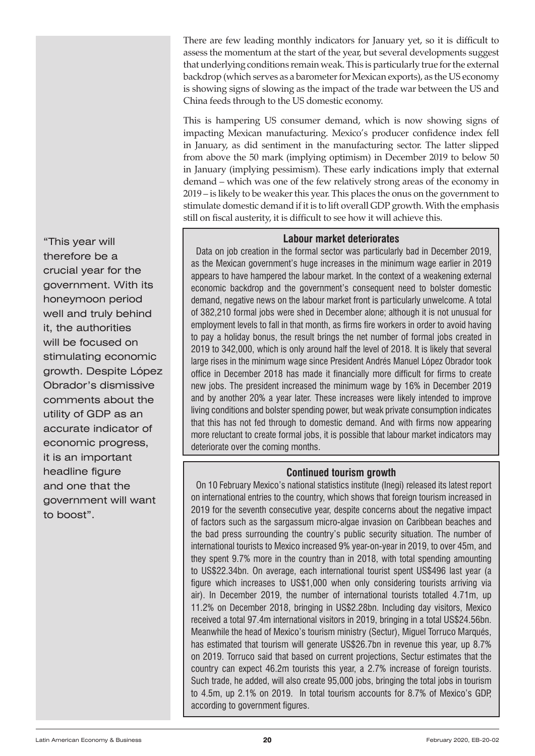There are few leading monthly indicators for January yet, so it is difficult to assess the momentum at the start of the year, but several developments suggest that underlying conditions remain weak. This is particularly true for the external backdrop (which serves as a barometer for Mexican exports), as the US economy is showing signs of slowing as the impact of the trade war between the US and China feeds through to the US domestic economy.

This is hampering US consumer demand, which is now showing signs of impacting Mexican manufacturing. Mexico's producer confidence index fell in January, as did sentiment in the manufacturing sector. The latter slipped from above the 50 mark (implying optimism) in December 2019 to below 50 in January (implying pessimism). These early indications imply that external demand – which was one of the few relatively strong areas of the economy in 2019 – is likely to be weaker this year. This places the onus on the government to stimulate domestic demand if it is to lift overall GDP growth. With the emphasis still on fiscal austerity, it is difficult to see how it will achieve this.

> "This year will therefore be a crucial year for the government. With its honeymoon period well and truly behind it, the authorities will be focused on stimulating economic growth. Despite López Obrador's dismissive comments about the utility of GDP as an accurate indicator of economic progress, it is an important headline figure and one that the government will want to boost".

### Labour market deteriorates

Data on job creation in the formal sector was particularly bad in December 2019, as the Mexican government's huge increases in the minimum wage earlier in 2019 appears to have hampered the labour market. In the context of a weakening external economic backdrop and the government's consequent need to bolster domestic demand, negative news on the labour market front is particularly unwelcome. A total of 382,210 formal jobs were shed in December alone; although it is not unusual for employment levels to fall in that month, as firms fire workers in order to avoid having to pay a holiday bonus, the result brings the net number of formal jobs created in 2019 to 342,000, which is only around half the level of 2018. It is likely that several large rises in the minimum wage since President Andrés Manuel López Obrador took office in December 2018 has made it financially more difficult for firms to create new jobs. The president increased the minimum wage by 16% in December 2019 and by another 20% a year later. These increases were likely intended to improve living conditions and bolster spending power, but weak private consumption indicates that this has not fed through to domestic demand. And with firms now appearing more reluctant to create formal jobs, it is possible that labour market indicators may deteriorate over the coming months.

### Continued tourism growth

On 10 February Mexico's national statistics institute (Inegi) released its latest report on international entries to the country, which shows that foreign tourism increased in 2019 for the seventh consecutive year, despite concerns about the negative impact of factors such as the sargassum micro-algae invasion on Caribbean beaches and the bad press surrounding the country's public security situation. The number of international tourists to Mexico increased 9% year-on-year in 2019, to over 45m, and they spent 9.7% more in the country than in 2018, with total spending amounting to US$22.34bn. On average, each international tourist spent US$496 last year (a figure which increases to US$1,000 when only considering tourists arriving via air). In December 2019, the number of international tourists totalled 4.71m, up 11.2% on December 2018, bringing in US$2.28bn. Including day visitors, Mexico received a total 97.4m international visitors in 2019, bringing in a total US$24.56bn. Meanwhile the head of Mexico's tourism ministry (Sectur), Miguel Torruco Marqués, has estimated that tourism will generate US$26.7bn in revenue this year, up 8.7% on 2019. Torruco said that based on current projections, Sectur estimates that the country can expect 46.2m tourists this year, a 2.7% increase of foreign tourists. Such trade, he added, will also create 95,000 jobs, bringing the total jobs in tourism to 4.5m, up 2.1% on 2019. In total tourism accounts for 8.7% of Mexico's GDP, according to government figures.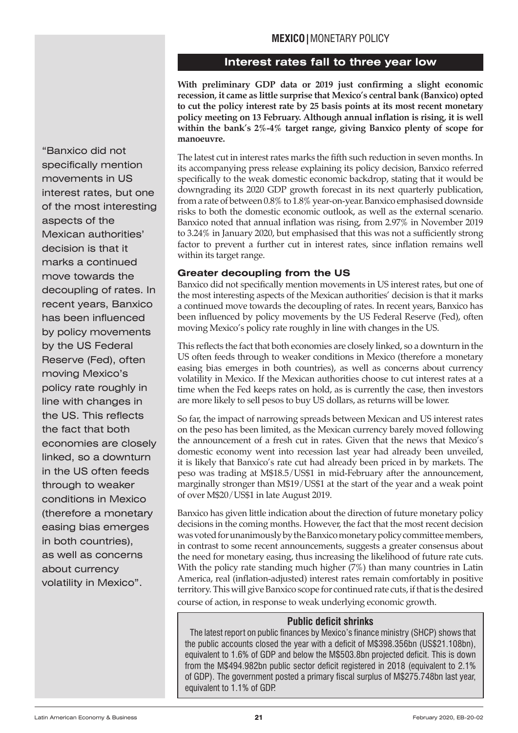MEXICO | MONETARY POLICY

## Interest rates fall to three year low

**With preliminary GDP data or 2019 just confirming a slight economic recession, it came as little surprise that Mexico's central bank (Banxico) opted to cut the policy interest rate by 25 basis points at its most recent monetary policy meeting on 13 February. Although annual inflation is rising, it is well within the bank's 2%-4% target range, giving Banxico plenty of scope for manoeuvre.**

The latest cut in interest rates marks the fifth such reduction in seven months. In its accompanying press release explaining its policy decision, Banxico referred specifically to the weak domestic economic backdrop, stating that it would be downgrading its 2020 GDP growth forecast in its next quarterly publication, from a rate of between 0.8% to 1.8% year-on-year. Banxico emphasised downside risks to both the domestic economic outlook, as well as the external scenario. Banxico noted that annual inflation was rising, from 2.97% in November 2019 to 3.24% in January 2020, but emphasised that this was not a sufficiently strong factor to prevent a further cut in interest rates, since inflation remains well within its target range.

### Greater decoupling from the US

Banxico did not specifically mention movements in US interest rates, but one of the most interesting aspects of the Mexican authorities' decision is that it marks a continued move towards the decoupling of rates. In recent years, Banxico has been influenced by policy movements by the US Federal Reserve (Fed), often moving Mexico's policy rate roughly in line with changes in the US.

This reflects the fact that both economies are closely linked, so a downturn in the US often feeds through to weaker conditions in Mexico (therefore a monetary easing bias emerges in both countries), as well as concerns about currency volatility in Mexico. If the Mexican authorities choose to cut interest rates at a time when the Fed keeps rates on hold, as is currently the case, then investors are more likely to sell pesos to buy US dollars, as returns will be lower.

> "Banxico did not specifically mention movements in US interest rates, but one of the most interesting aspects of the Mexican authorities' decision is that it marks a continued move towards the decoupling of rates. In recent years, Banxico has been influenced by policy movements by the US Federal Reserve (Fed), often moving Mexico's policy rate roughly in line with changes in the US. This reflects the fact that both economies are closely linked, so a downturn in the US often feeds through to weaker conditions in Mexico (therefore a monetary easing bias emerges in both countries), as well as concerns about currency volatility in Mexico".

So far, the impact of narrowing spreads between Mexican and US interest rates on the peso has been limited, as the Mexican currency barely moved following the announcement of a fresh cut in rates. Given that the news that Mexico's domestic economy went into recession last year had already been unveiled, it is likely that Banxico's rate cut had already been priced in by markets. The peso was trading at M$18.5/US$1 in mid-February after the announcement, marginally stronger than M$19/US$1 at the start of the year and a weak point of over M$20/US$1 in late August 2019.

Banxico has given little indication about the direction of future monetary policy decisions in the coming months. However, the fact that the most recent decision was voted for unanimously by the Banxico monetary policy committee members, in contrast to some recent announcements, suggests a greater consensus about the need for monetary easing, thus increasing the likelihood of future rate cuts. With the policy rate standing much higher (7%) than many countries in Latin America, real (inflation-adjusted) interest rates remain comfortably in positive territory. This will give Banxico scope for continued rate cuts, if that is the desired course of action, in response to weak underlying economic growth.

### Public deficit shrinks

The latest report on public finances by Mexico's finance ministry (SHCP) shows that the public accounts closed the year with a deficit of M$398.356bn (US$21.108bn), equivalent to 1.6% of GDP and below the M$503.8bn projected deficit. This is down from the M$494.982bn public sector deficit registered in 2018 (equivalent to 2.1% of GDP). The government posted a primary fiscal surplus of M$275.748bn last year, equivalent to 1.1% of GDP.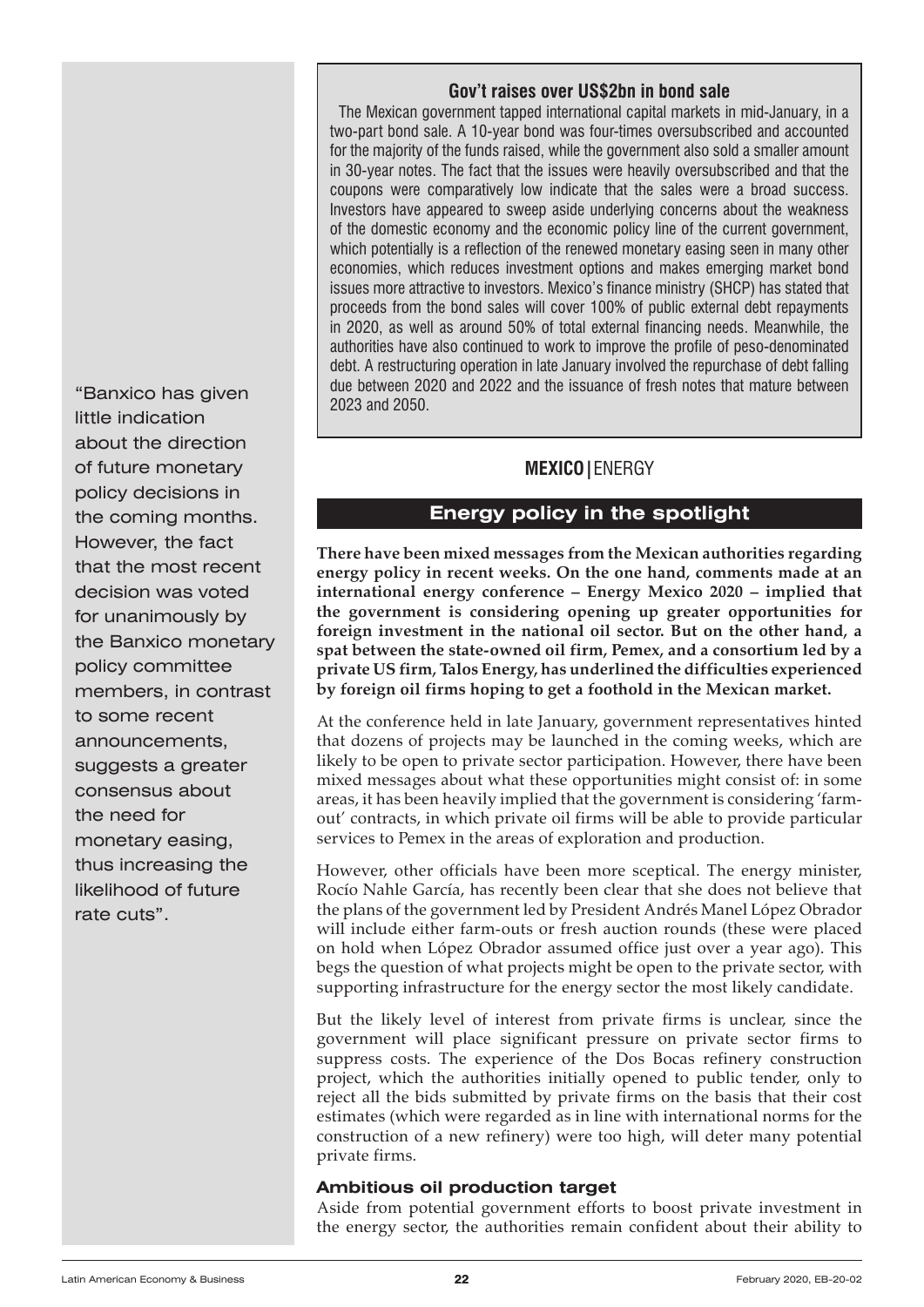### Gov't raises over US$2bn in bond sale

The Mexican government tapped international capital markets in mid-January, in a two-part bond sale. A 10-year bond was four-times oversubscribed and accounted for the majority of the funds raised, while the government also sold a smaller amount in 30-year notes. The fact that the issues were heavily oversubscribed and that the coupons were comparatively low indicate that the sales were a broad success. Investors have appeared to sweep aside underlying concerns about the weakness of the domestic economy and the economic policy line of the current government, which potentially is a reflection of the renewed monetary easing seen in many other economies, which reduces investment options and makes emerging market bond issues more attractive to investors. Mexico's finance ministry (SHCP) has stated that proceeds from the bond sales will cover 100% of public external debt repayments in 2020, as well as around 50% of total external financing needs. Meanwhile, the authorities have also continued to work to improve the profile of peso-denominated debt. A restructuring operation in late January involved the repurchase of debt falling due between 2020 and 2022 and the issuance of fresh notes that mature between 2023 and 2050.

"Banxico has given little indication about the direction of future monetary policy decisions in the coming months. However, the fact that the most recent decision was voted for unanimously by the Banxico monetary policy committee members, in contrast to some recent announcements, suggests a greater consensus about the need for monetary easing, thus increasing the likelihood of future rate cuts".

**MEXICO |** ENERGY

## Energy policy in the spotlight

**There have been mixed messages from the Mexican authorities regarding energy policy in recent weeks. On the one hand, comments made at an international energy conference – Energy Mexico 2020 – implied that the government is considering opening up greater opportunities for foreign investment in the national oil sector. But on the other hand, a spat between the state-owned oil firm, Pemex, and a consortium led by a private US firm, Talos Energy, has underlined the difficulties experienced by foreign oil firms hoping to get a foothold in the Mexican market.**

At the conference held in late January, government representatives hinted that dozens of projects may be launched in the coming weeks, which are likely to be open to private sector participation. However, there have been mixed messages about what these opportunities might consist of: in some areas, it has been heavily implied that the government is considering 'farm-out' contracts, in which private oil firms will be able to provide particular services to Pemex in the areas of exploration and production.

However, other officials have been more sceptical. The energy minister, Rocío Nahle García, has recently been clear that she does not believe that the plans of the government led by President Andrés Manel López Obrador will include either farm-outs or fresh auction rounds (these were placed on hold when López Obrador assumed office just over a year ago). This begs the question of what projects might be open to the private sector, with supporting infrastructure for the energy sector the most likely candidate.

But the likely level of interest from private firms is unclear, since the government will place significant pressure on private sector firms to suppress costs. The experience of the Dos Bocas refinery construction project, which the authorities initially opened to public tender, only to reject all the bids submitted by private firms on the basis that their cost estimates (which were regarded as in line with international norms for the construction of a new refinery) were too high, will deter many potential private firms.

### Ambitious oil production target

Aside from potential government efforts to boost private investment in the energy sector, the authorities remain confident about their ability to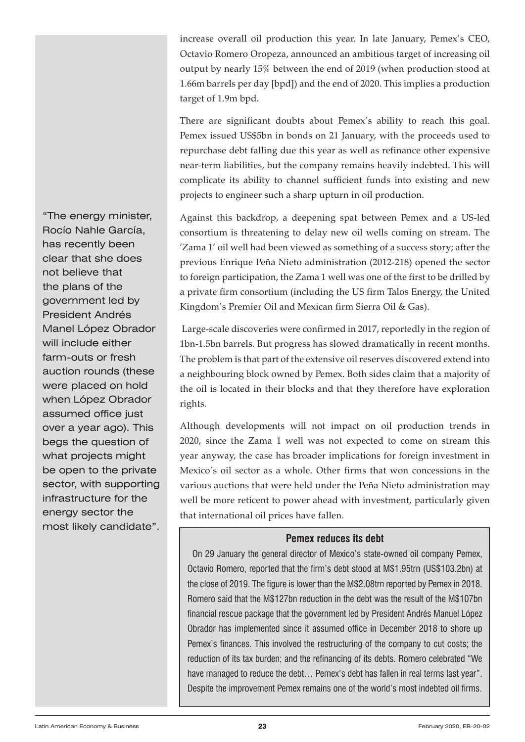increase overall oil production this year. In late January, Pemex's CEO, Octavio Romero Oropeza, announced an ambitious target of increasing oil output by nearly 15% between the end of 2019 (when production stood at 1.66m barrels per day [bpd]) and the end of 2020. This implies a production target of 1.9m bpd.

There are significant doubts about Pemex's ability to reach this goal. Pemex issued US$5bn in bonds on 21 January, with the proceeds used to repurchase debt falling due this year as well as refinance other expensive near-term liabilities, but the company remains heavily indebted. This will complicate its ability to channel sufficient funds into existing and new projects to engineer such a sharp upturn in oil production.

"The energy minister, Rocío Nahle García, has recently been clear that she does not believe that the plans of the government led by President Andrés Manel López Obrador will include either farm-outs or fresh auction rounds (these were placed on hold when López Obrador assumed office just over a year ago). This begs the question of what projects might be open to the private sector, with supporting infrastructure for the energy sector the most likely candidate".

Against this backdrop, a deepening spat between Pemex and a US-led consortium is threatening to delay new oil wells coming on stream. The 'Zama 1' oil well had been viewed as something of a success story; after the previous Enrique Peña Nieto administration (2012-218) opened the sector to foreign participation, the Zama 1 well was one of the first to be drilled by a private firm consortium (including the US firm Talos Energy, the United Kingdom's Premier Oil and Mexican firm Sierra Oil & Gas).

Large-scale discoveries were confirmed in 2017, reportedly in the region of 1bn-1.5bn barrels. But progress has slowed dramatically in recent months. The problem is that part of the extensive oil reserves discovered extend into a neighbouring block owned by Pemex. Both sides claim that a majority of the oil is located in their blocks and that they therefore have exploration rights.

Although developments will not impact on oil production trends in 2020, since the Zama 1 well was not expected to come on stream this year anyway, the case has broader implications for foreign investment in Mexico's oil sector as a whole. Other firms that won concessions in the various auctions that were held under the Peña Nieto administration may well be more reticent to power ahead with investment, particularly given that international oil prices have fallen.

### Pemex reduces its debt

On 29 January the general director of Mexico's state-owned oil company Pemex, Octavio Romero, reported that the firm's debt stood at M$1.95trn (US$103.2bn) at the close of 2019. The figure is lower than the M$2.08trn reported by Pemex in 2018. Romero said that the M$127bn reduction in the debt was the result of the M$107bn financial rescue package that the government led by President Andrés Manuel López Obrador has implemented since it assumed office in December 2018 to shore up Pemex's finances. This involved the restructuring of the company to cut costs; the reduction of its tax burden; and the refinancing of its debts. Romero celebrated "We have managed to reduce the debt… Pemex's debt has fallen in real terms last year". Despite the improvement Pemex remains one of the world's most indebted oil firms.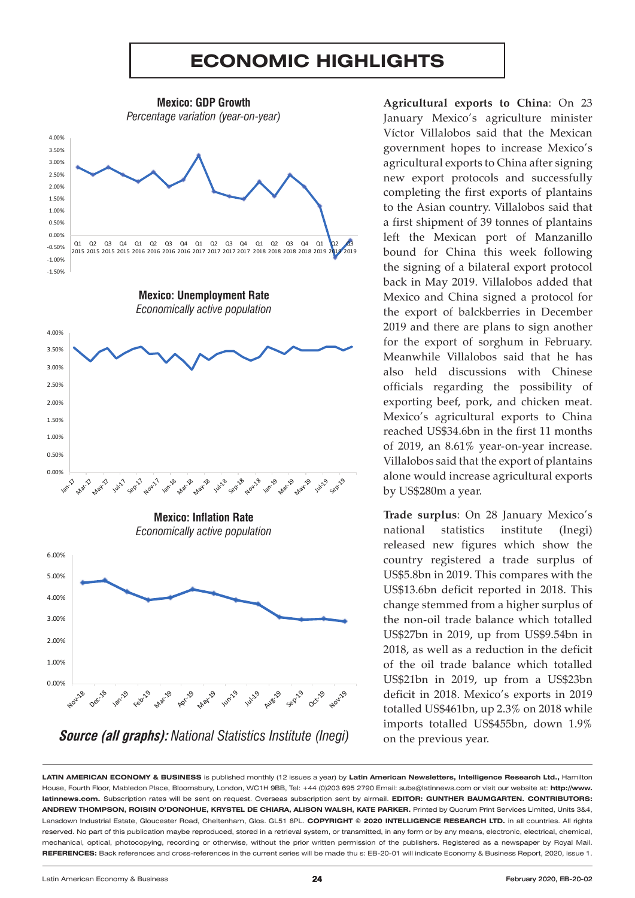# ECONOMIC HIGHLIGHTS

**Mexico: GDP Growth**
*Percentage variation (year-on-year)*

4.00%
3.50%
3.00%
2.50%
2.00%
1.50%
1.00%
0.50%
0.00%
-0.50%
-1.00%
-1.50%

Q1 2015 Q2 2015 Q3 2015 Q4 2015 Q1 2016 Q2 2016 Q3 2016 Q4 2016 Q1 2017 Q2 2017 Q3 2017 Q4 2017 Q1 2018 Q2 2018 Q3 2018 Q4 2018 Q1 2019 Q2 2019 Q3 2019

**Mexico: Unemployment Rate**
*Economically active population*

4.00%
3.50%
3.00%
2.50%
2.00%
1.50%
1.00%
0.50%
0.00%

Jan-17 Mar-17 May-17 Jul-17 Sep-17 Nov-17 Jan-18 Mar-18 May-18 Jul-18 Sep-18 Nov-18 Jan-19 Mar-19 May-19 Jul-19 Sep-19

**Mexico: Inflation Rate**
*Economically active population*

6.00%
5.00%
4.00%
3.00%
2.00%
1.00%
0.00%

Nov-18 Dec-18 Jan-19 Feb-19 Mar-19 Apr-19 May-19 Jun-19 Jul-19 Aug-19 Sep-19 Oct-19 Nov-19

***Source (all graphs):*** National Statistics Institute (Inegi)

**Agricultural exports to China**: On 23 January Mexico's agriculture minister Víctor Villalobos said that the Mexican government hopes to increase Mexico's agricultural exports to China after signing new export protocols and successfully completing the first exports of plantains to the Asian country. Villalobos said that a first shipment of 39 tonnes of plantains left the Mexican port of Manzanillo bound for China this week following the signing of a bilateral export protocol back in May 2019. Villalobos added that Mexico and China signed a protocol for the export of balckberries in December 2019 and there are plans to sign another for the export of sorghum in February. Meanwhile Villalobos said that he has also held discussions with Chinese officials regarding the possibility of exporting beef, pork, and chicken meat. Mexico's agricultural exports to China reached US$34.6bn in the first 11 months of 2019, an 8.61% year-on-year increase. Villalobos said that the export of plantains alone would increase agricultural exports by US$280m a year.

**Trade surplus**: On 28 January Mexico's national statistics institute (Inegi) released new figures which show the country registered a trade surplus of US$5.8bn in 2019. This compares with the US$13.6bn deficit reported in 2018. This change stemmed from a higher surplus of the non-oil trade balance which totalled US$27bn in 2019, up from US$9.54bn in 2018, as well as a reduction in the deficit of the oil trade balance which totalled US$21bn in 2019, up from a US$23bn deficit in 2018. Mexico's exports in 2019 totalled US$461bn, up 2.3% on 2018 while imports totalled US$455bn, down 1.9% on the previous year.

**LATIN AMERICAN ECONOMY & BUSINESS** is published monthly (12 issues a year) by **Latin American Newsletters, Intelligence Research Ltd.,** Hamilton House, Fourth Floor, Mabledon Place, Bloomsbury, London, WC1H 9BB, Tel: +44 (0)203 695 2790 Email: subs@latinnews.com or visit our website at: **http://www.latinnews.com.** Subscription rates will be sent on request. Overseas subscription sent by airmail. **EDITOR: GUNTHER BAUMGARTEN. CONTRIBUTORS: ANDREW THOMPSON, ROISIN O'DONOHUE, KRYSTEL DE CHIARA, ALISON WALSH, KATE PARKER.** Printed by Quorum Print Services Limited, Units 3&4, Lansdown Industrial Estate, Gloucester Road, Cheltenham, Glos. GL51 8PL. **COPYRIGHT © 2020 INTELLIGENCE RESEARCH LTD.** in all countries. All rights reserved. No part of this publication maybe reproduced, stored in a retrieval system, or transmitted, in any form or by any means, electronic, electrical, chemical, mechanical, optical, photocopying, recording or otherwise, without the prior written permission of the publishers. Registered as a newspaper by Royal Mail. **REFERENCES:** Back references and cross-references in the current series will be made thu s: EB-20-01 will indicate Economy & Business Report, 2020, issue 1.